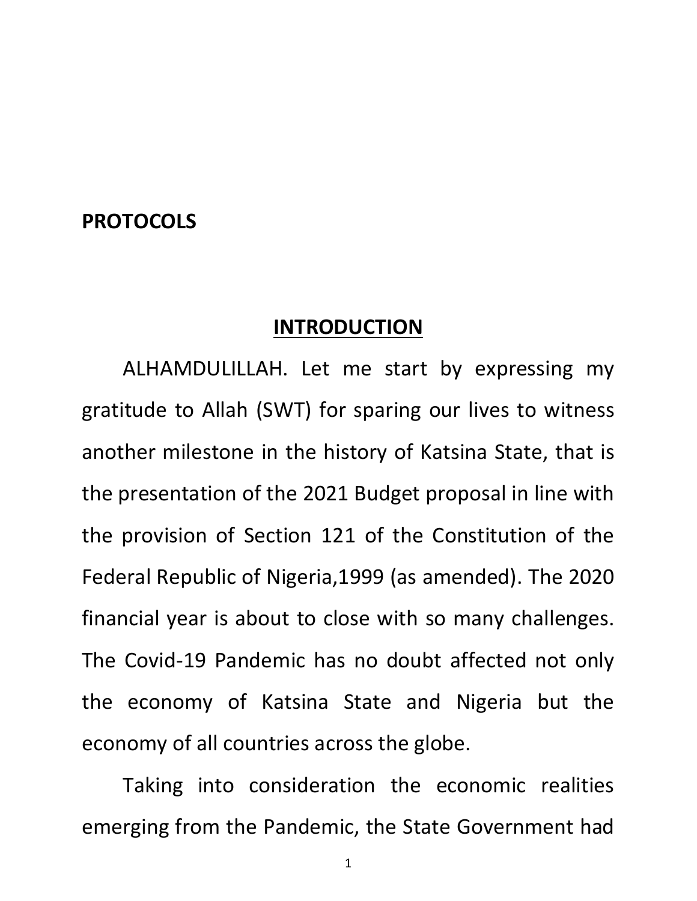**PROTOCOLS**

## INTRODUCTION

ALHAMDULILLAH. Let me start by expressing my gratitude to Allah (SWT) for sparing our lives to witness another milestone in the history of Katsina State, that is the presentation of the 2021 Budget proposal in line with the provision of Section 121 of the Constitution of the Federal Republic of Nigeria,1999 (as amended). The 2020 financial year is about to close with so many challenges. The Covid-19 Pandemic has no doubt affected not only the economy of Katsina State and Nigeria but the economy of all countries across the globe.

Taking into consideration the economic realities emerging from the Pandemic, the State Government had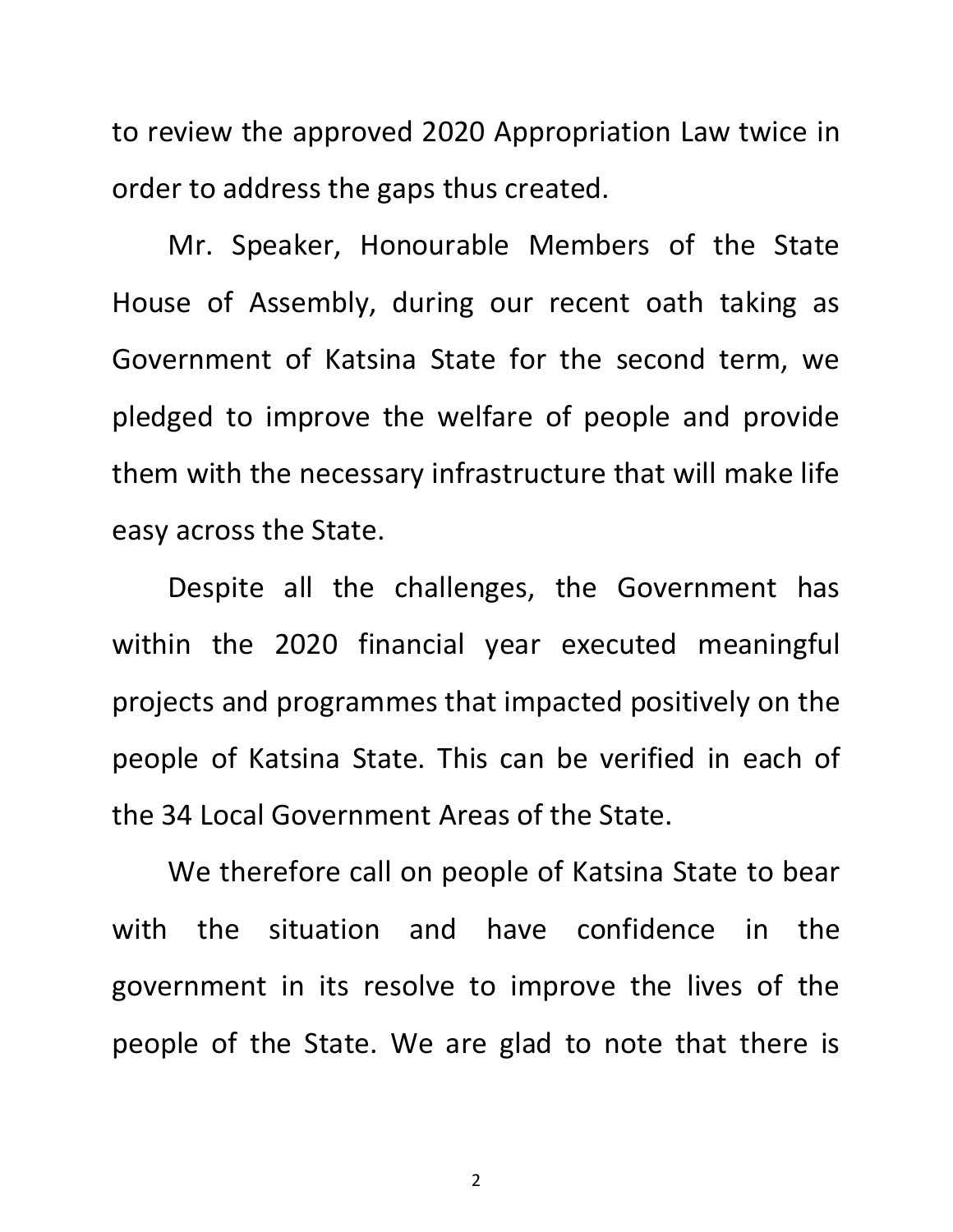to review the approved 2020 Appropriation Law twice in order to address the gaps thus created.

Mr. Speaker, Honourable Members of the State House of Assembly, during our recent oath taking as Government of Katsina State for the second term, we pledged to improve the welfare of people and provide them with the necessary infrastructure that will make life easy across the State.

Despite all the challenges, the Government has within the 2020 financial year executed meaningful projects and programmes that impacted positively on the people of Katsina State. This can be verified in each of the 34 Local Government Areas of the State.

We therefore call on people of Katsina State to bear with the situation and have confidence in the government in its resolve to improve the lives of the people of the State. We are glad to note that there is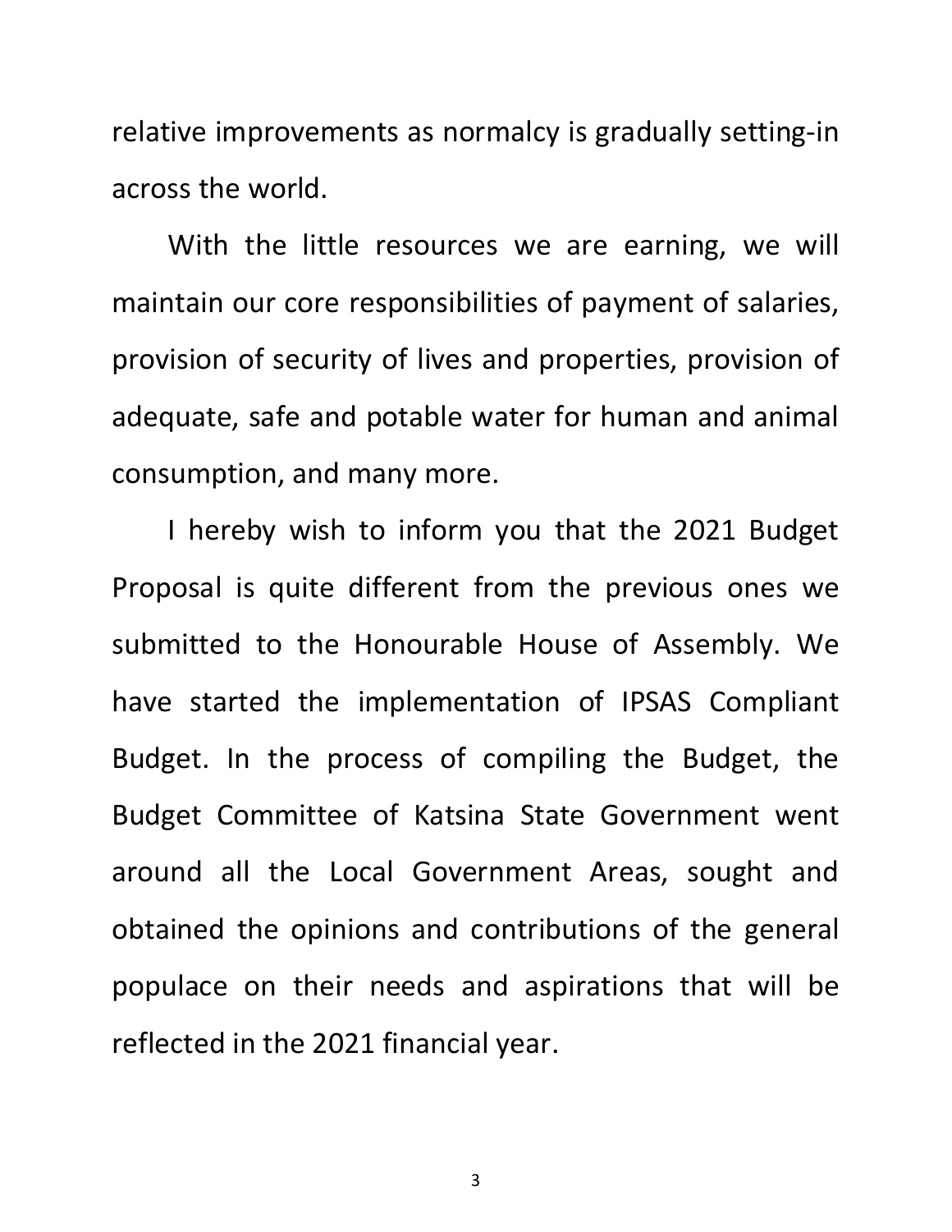relative improvements as normalcy is gradually setting-in across the world.

With the little resources we are earning, we will maintain our core responsibilities of payment of salaries, provision of security of lives and properties, provision of adequate, safe and potable water for human and animal consumption, and many more.

I hereby wish to inform you that the 2021 Budget Proposal is quite different from the previous ones we submitted to the Honourable House of Assembly. We have started the implementation of IPSAS Compliant Budget. In the process of compiling the Budget, the Budget Committee of Katsina State Government went around all the Local Government Areas, sought and obtained the opinions and contributions of the general populace on their needs and aspirations that will be reflected in the 2021 financial year.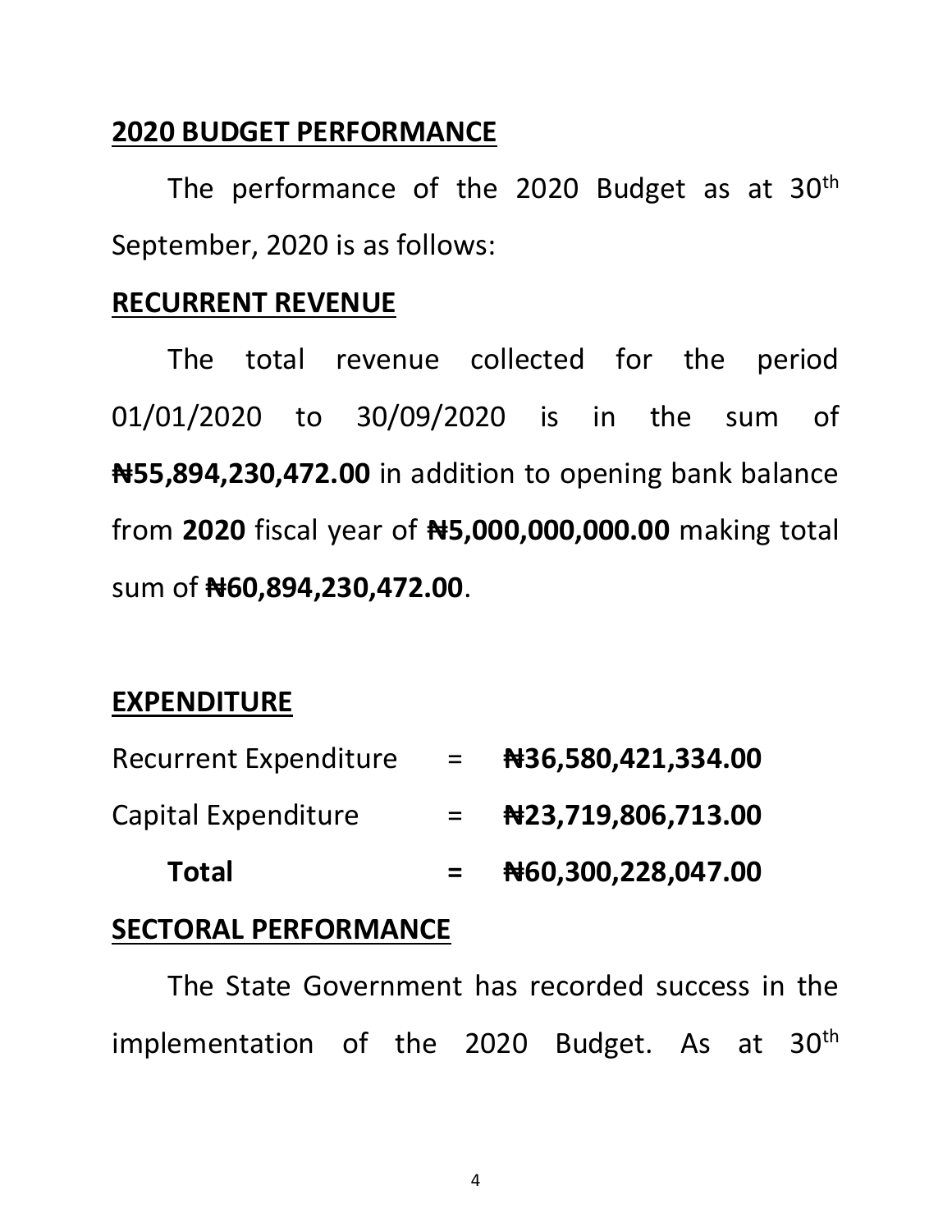## 2020 BUDGET PERFORMANCE

The performance of the 2020 Budget as at 30th September, 2020 is as follows:

## RECURRENT REVENUE

The total revenue collected for the period 01/01/2020 to 30/09/2020 is in the sum of **₦55,894,230,472.00** in addition to opening bank balance from **2020** fiscal year of **₦5,000,000,000.00** making total sum of **₦60,894,230,472.00**.

## EXPENDITURE

| | | |
|---|---|---|
| Recurrent Expenditure | = | **₦36,580,421,334.00** |
| Capital Expenditure | = | **₦23,719,806,713.00** |
| **Total** | **=** | **₦60,300,228,047.00** |

## SECTORAL PERFORMANCE

The State Government has recorded success in the implementation of the 2020 Budget. As at 30th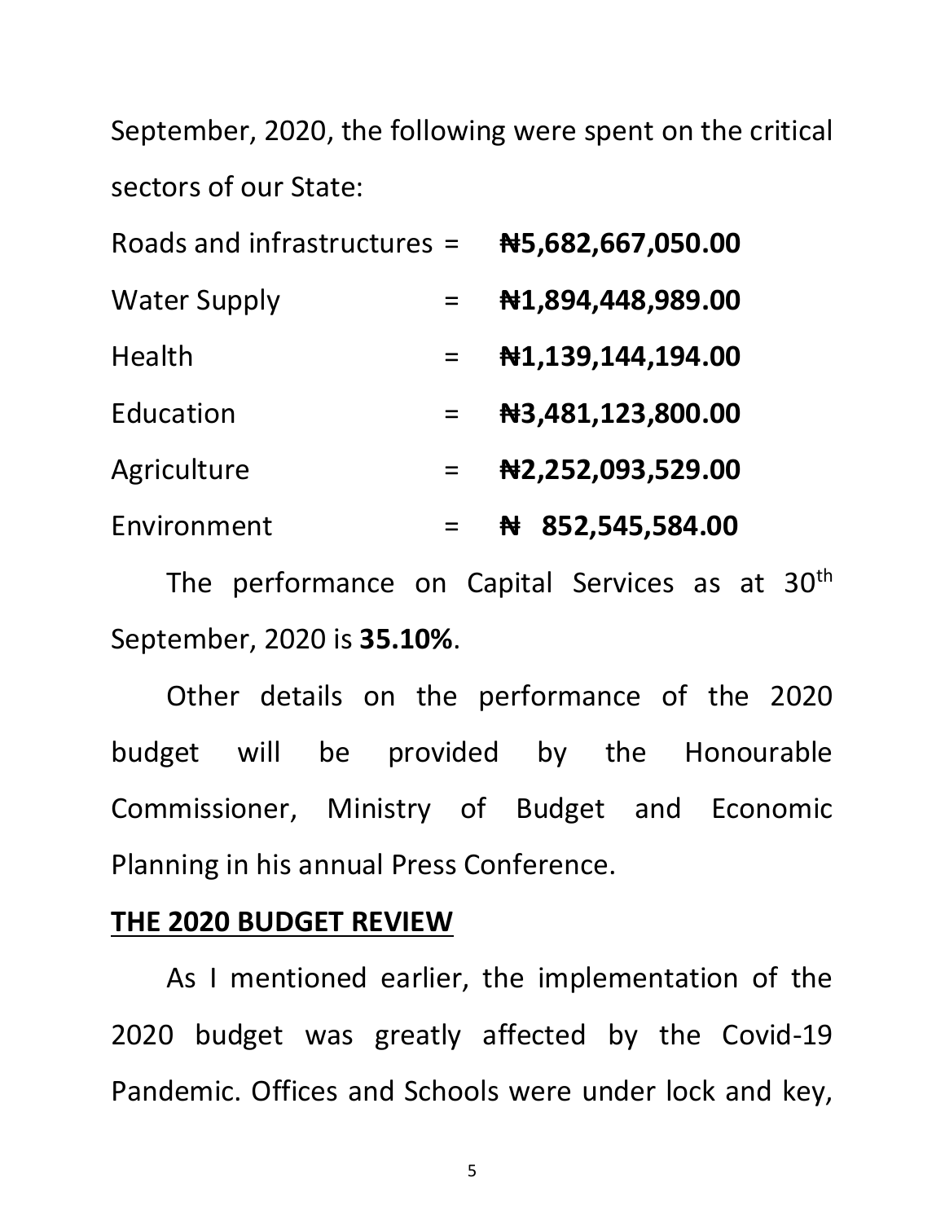September, 2020, the following were spent on the critical sectors of our State:

| | | |
|---|---|---|
| Roads and infrastructures | = | **₦5,682,667,050.00** |
| Water Supply | = | **₦1,894,448,989.00** |
| Health | = | **₦1,139,144,194.00** |
| Education | = | **₦3,481,123,800.00** |
| Agriculture | = | **₦2,252,093,529.00** |
| Environment | = | **₦ 852,545,584.00** |

The performance on Capital Services as at 30th September, 2020 is **35.10%**.

Other details on the performance of the 2020 budget will be provided by the Honourable Commissioner, Ministry of Budget and Economic Planning in his annual Press Conference.

## **THE 2020 BUDGET REVIEW**

As I mentioned earlier, the implementation of the 2020 budget was greatly affected by the Covid-19 Pandemic. Offices and Schools were under lock and key,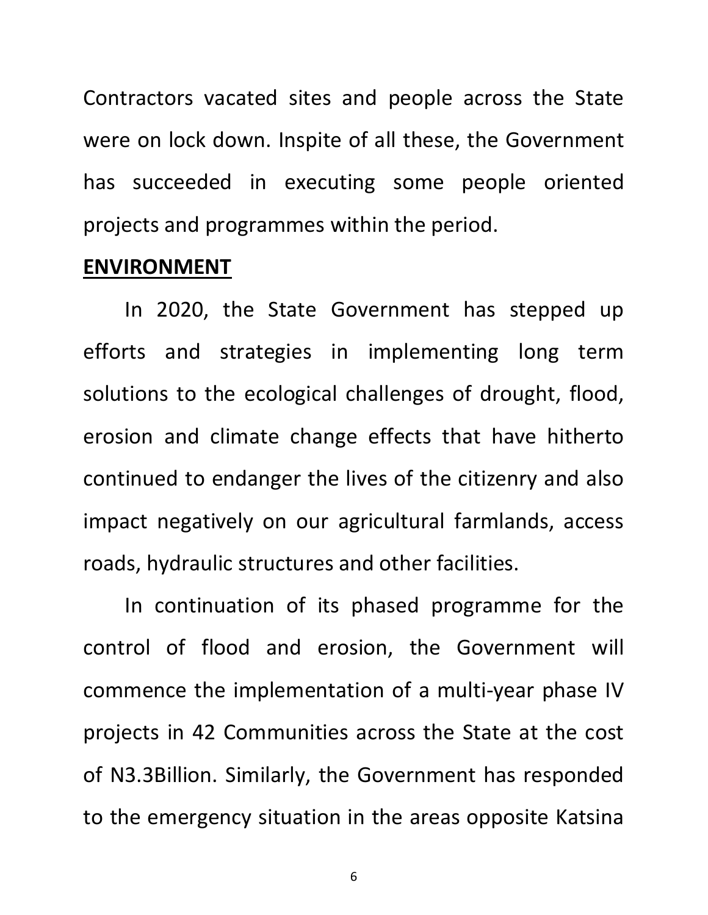Contractors vacated sites and people across the State were on lock down. Inspite of all these, the Government has succeeded in executing some people oriented projects and programmes within the period.

## ENVIRONMENT

In 2020, the State Government has stepped up efforts and strategies in implementing long term solutions to the ecological challenges of drought, flood, erosion and climate change effects that have hitherto continued to endanger the lives of the citizenry and also impact negatively on our agricultural farmlands, access roads, hydraulic structures and other facilities.

In continuation of its phased programme for the control of flood and erosion, the Government will commence the implementation of a multi-year phase IV projects in 42 Communities across the State at the cost of N3.3Billion. Similarly, the Government has responded to the emergency situation in the areas opposite Katsina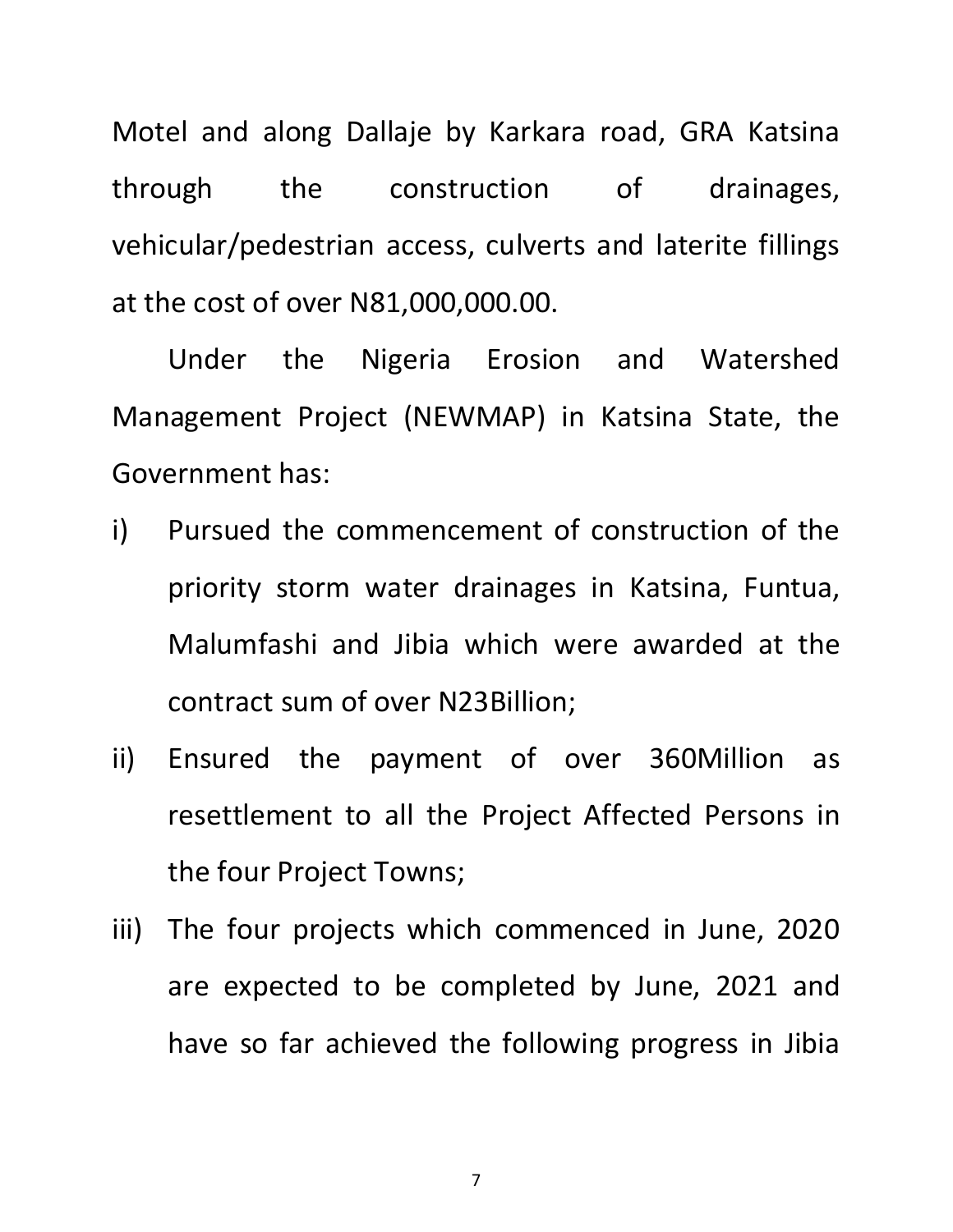Motel and along Dallaje by Karkara road, GRA Katsina through the construction of drainages, vehicular/pedestrian access, culverts and laterite fillings at the cost of over N81,000,000.00.

Under the Nigeria Erosion and Watershed Management Project (NEWMAP) in Katsina State, the Government has:

i) Pursued the commencement of construction of the priority storm water drainages in Katsina, Funtua, Malumfashi and Jibia which were awarded at the contract sum of over N23Billion;

ii) Ensured the payment of over 360Million as resettlement to all the Project Affected Persons in the four Project Towns;

iii) The four projects which commenced in June, 2020 are expected to be completed by June, 2021 and have so far achieved the following progress in Jibia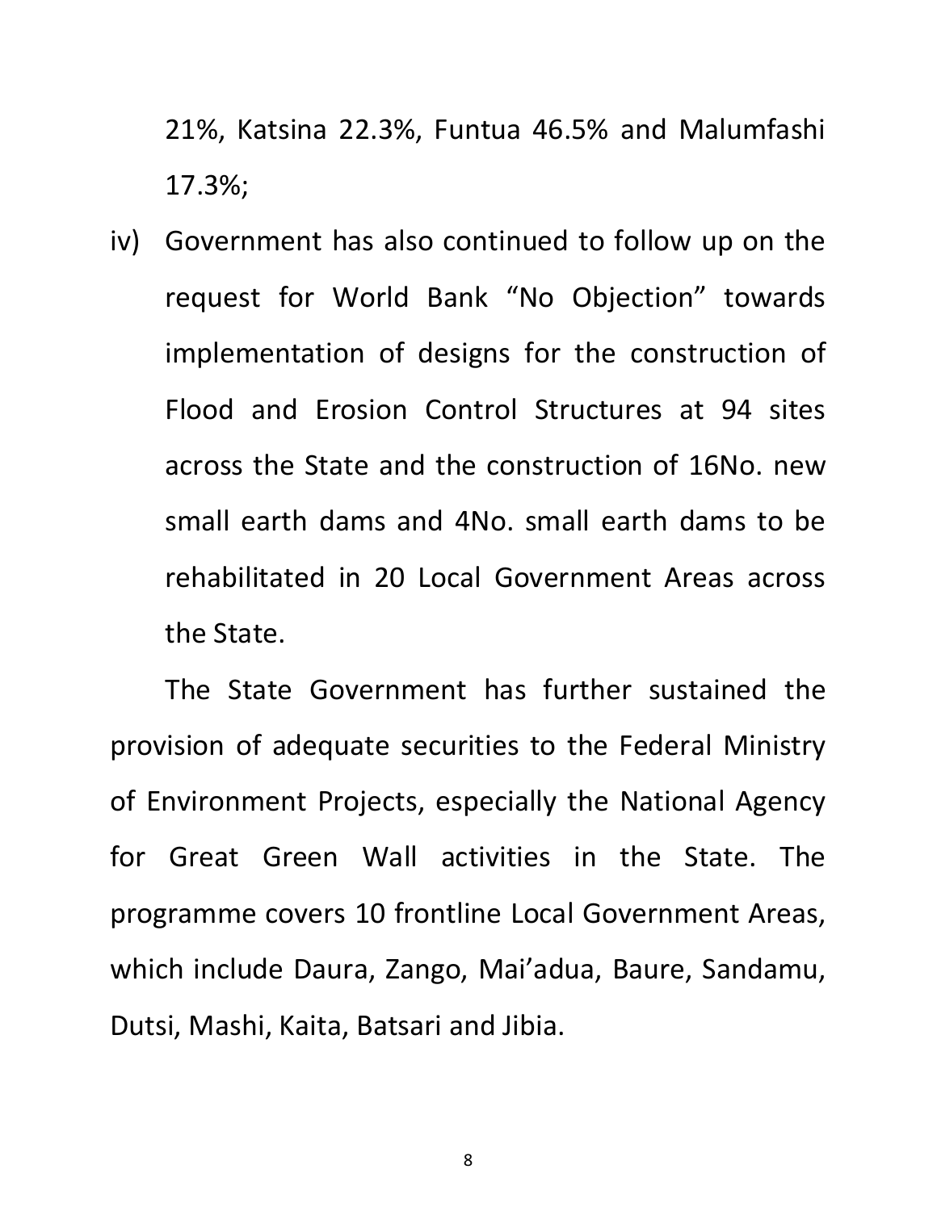21%, Katsina 22.3%, Funtua 46.5% and Malumfashi 17.3%;

iv) Government has also continued to follow up on the request for World Bank "No Objection" towards implementation of designs for the construction of Flood and Erosion Control Structures at 94 sites across the State and the construction of 16No. new small earth dams and 4No. small earth dams to be rehabilitated in 20 Local Government Areas across the State.

The State Government has further sustained the provision of adequate securities to the Federal Ministry of Environment Projects, especially the National Agency for Great Green Wall activities in the State. The programme covers 10 frontline Local Government Areas, which include Daura, Zango, Mai'adua, Baure, Sandamu, Dutsi, Mashi, Kaita, Batsari and Jibia.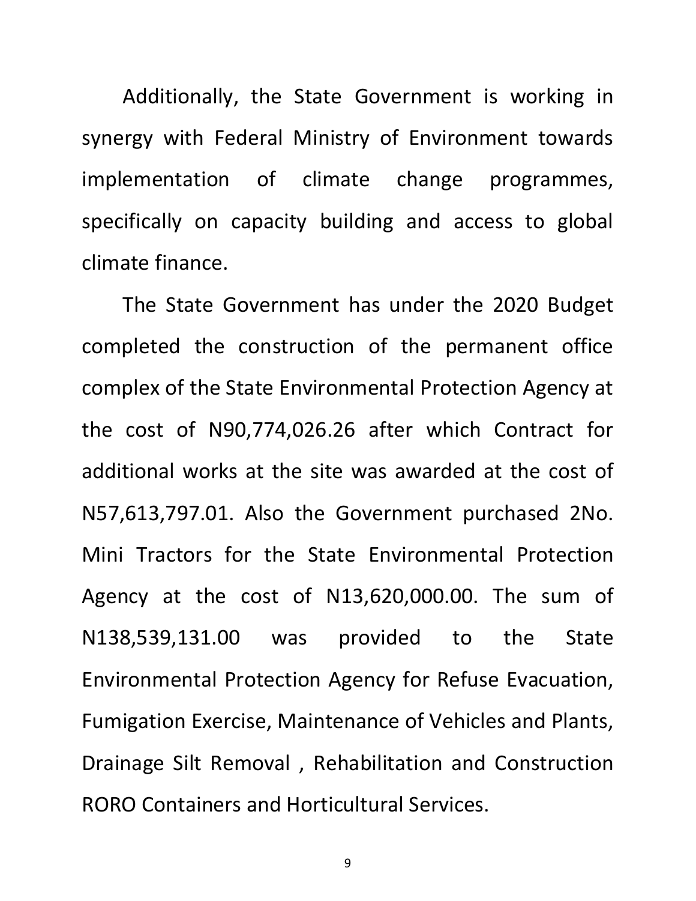Additionally, the State Government is working in synergy with Federal Ministry of Environment towards implementation of climate change programmes, specifically on capacity building and access to global climate finance.

The State Government has under the 2020 Budget completed the construction of the permanent office complex of the State Environmental Protection Agency at the cost of N90,774,026.26 after which Contract for additional works at the site was awarded at the cost of N57,613,797.01. Also the Government purchased 2No. Mini Tractors for the State Environmental Protection Agency at the cost of N13,620,000.00. The sum of N138,539,131.00 was provided to the State Environmental Protection Agency for Refuse Evacuation, Fumigation Exercise, Maintenance of Vehicles and Plants, Drainage Silt Removal , Rehabilitation and Construction RORO Containers and Horticultural Services.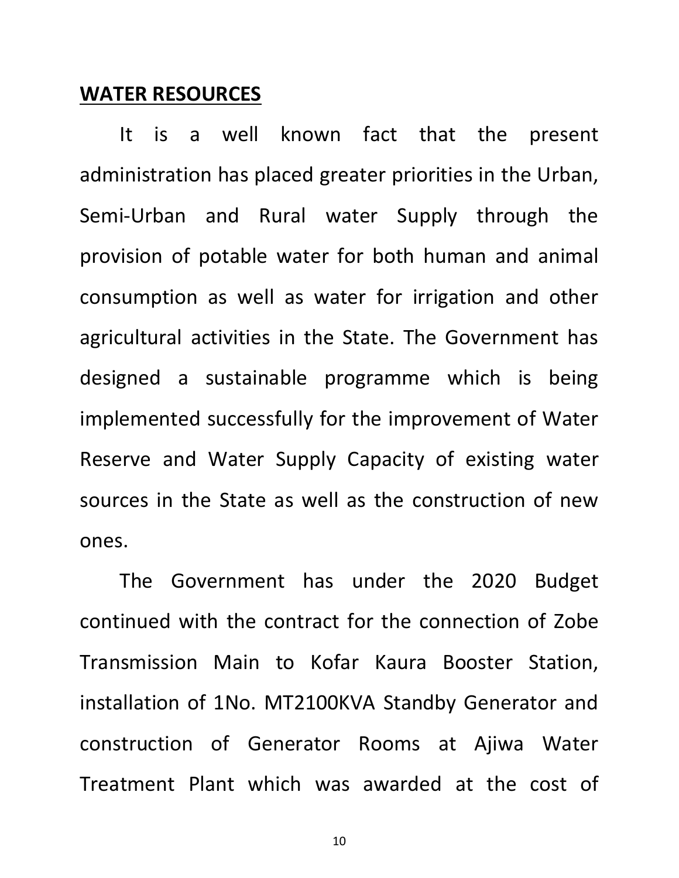## WATER RESOURCES

It is a well known fact that the present administration has placed greater priorities in the Urban, Semi-Urban and Rural water Supply through the provision of potable water for both human and animal consumption as well as water for irrigation and other agricultural activities in the State. The Government has designed a sustainable programme which is being implemented successfully for the improvement of Water Reserve and Water Supply Capacity of existing water sources in the State as well as the construction of new ones.

The Government has under the 2020 Budget continued with the contract for the connection of Zobe Transmission Main to Kofar Kaura Booster Station, installation of 1No. MT2100KVA Standby Generator and construction of Generator Rooms at Ajiwa Water Treatment Plant which was awarded at the cost of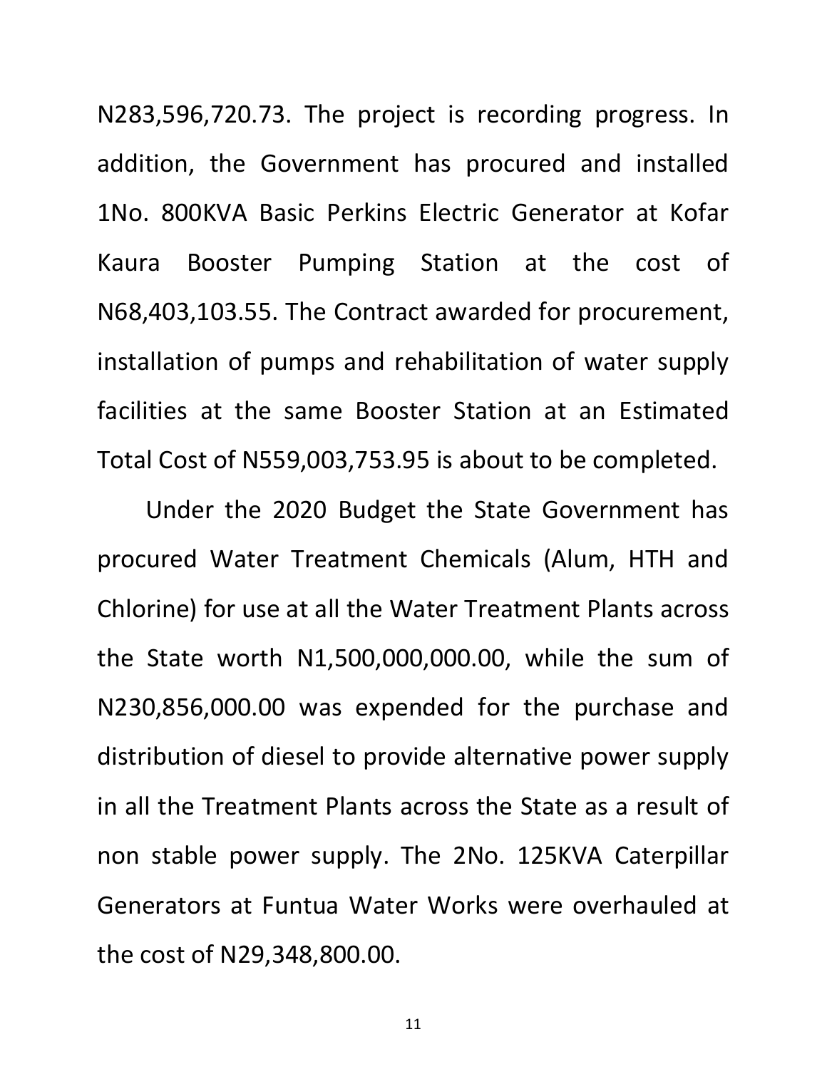N283,596,720.73. The project is recording progress. In addition, the Government has procured and installed 1No. 800KVA Basic Perkins Electric Generator at Kofar Kaura Booster Pumping Station at the cost of N68,403,103.55. The Contract awarded for procurement, installation of pumps and rehabilitation of water supply facilities at the same Booster Station at an Estimated Total Cost of N559,003,753.95 is about to be completed.

Under the 2020 Budget the State Government has procured Water Treatment Chemicals (Alum, HTH and Chlorine) for use at all the Water Treatment Plants across the State worth N1,500,000,000.00, while the sum of N230,856,000.00 was expended for the purchase and distribution of diesel to provide alternative power supply in all the Treatment Plants across the State as a result of non stable power supply. The 2No. 125KVA Caterpillar Generators at Funtua Water Works were overhauled at the cost of N29,348,800.00.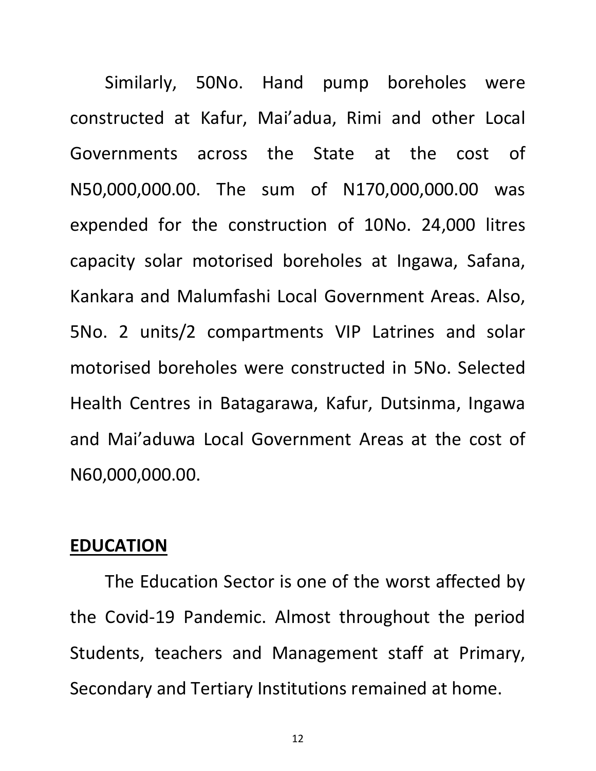Similarly, 50No. Hand pump boreholes were constructed at Kafur, Mai'adua, Rimi and other Local Governments across the State at the cost of N50,000,000.00. The sum of N170,000,000.00 was expended for the construction of 10No. 24,000 litres capacity solar motorised boreholes at Ingawa, Safana, Kankara and Malumfashi Local Government Areas. Also, 5No. 2 units/2 compartments VIP Latrines and solar motorised boreholes were constructed in 5No. Selected Health Centres in Batagarawa, Kafur, Dutsinma, Ingawa and Mai'aduwa Local Government Areas at the cost of N60,000,000.00.

## EDUCATION

The Education Sector is one of the worst affected by the Covid-19 Pandemic. Almost throughout the period Students, teachers and Management staff at Primary, Secondary and Tertiary Institutions remained at home.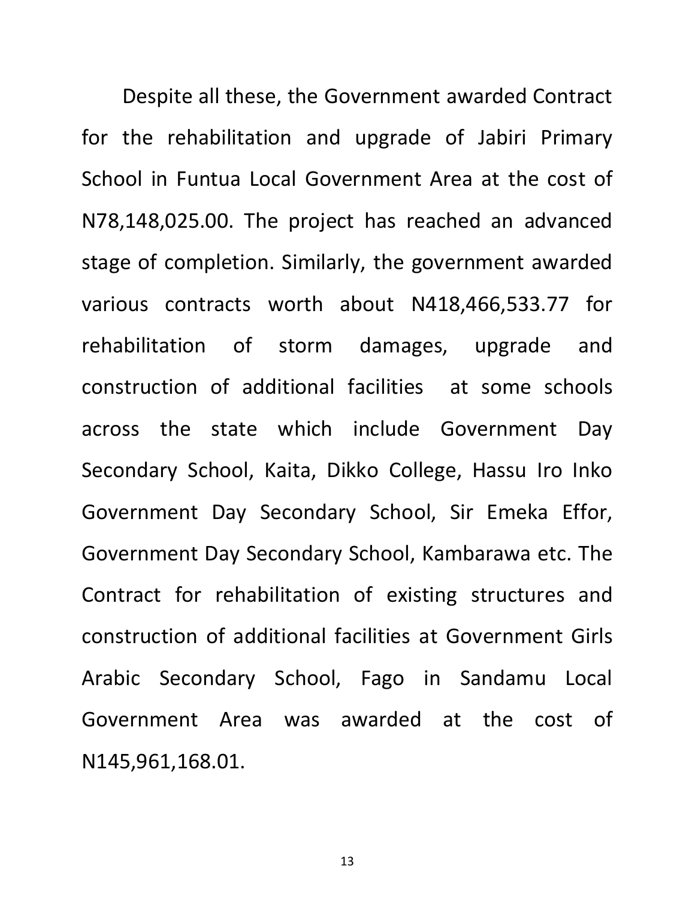Despite all these, the Government awarded Contract for the rehabilitation and upgrade of Jabiri Primary School in Funtua Local Government Area at the cost of N78,148,025.00. The project has reached an advanced stage of completion. Similarly, the government awarded various contracts worth about N418,466,533.77 for rehabilitation of storm damages, upgrade and construction of additional facilities at some schools across the state which include Government Day Secondary School, Kaita, Dikko College, Hassu Iro Inko Government Day Secondary School, Sir Emeka Effor, Government Day Secondary School, Kambarawa etc. The Contract for rehabilitation of existing structures and construction of additional facilities at Government Girls Arabic Secondary School, Fago in Sandamu Local Government Area was awarded at the cost of N145,961,168.01.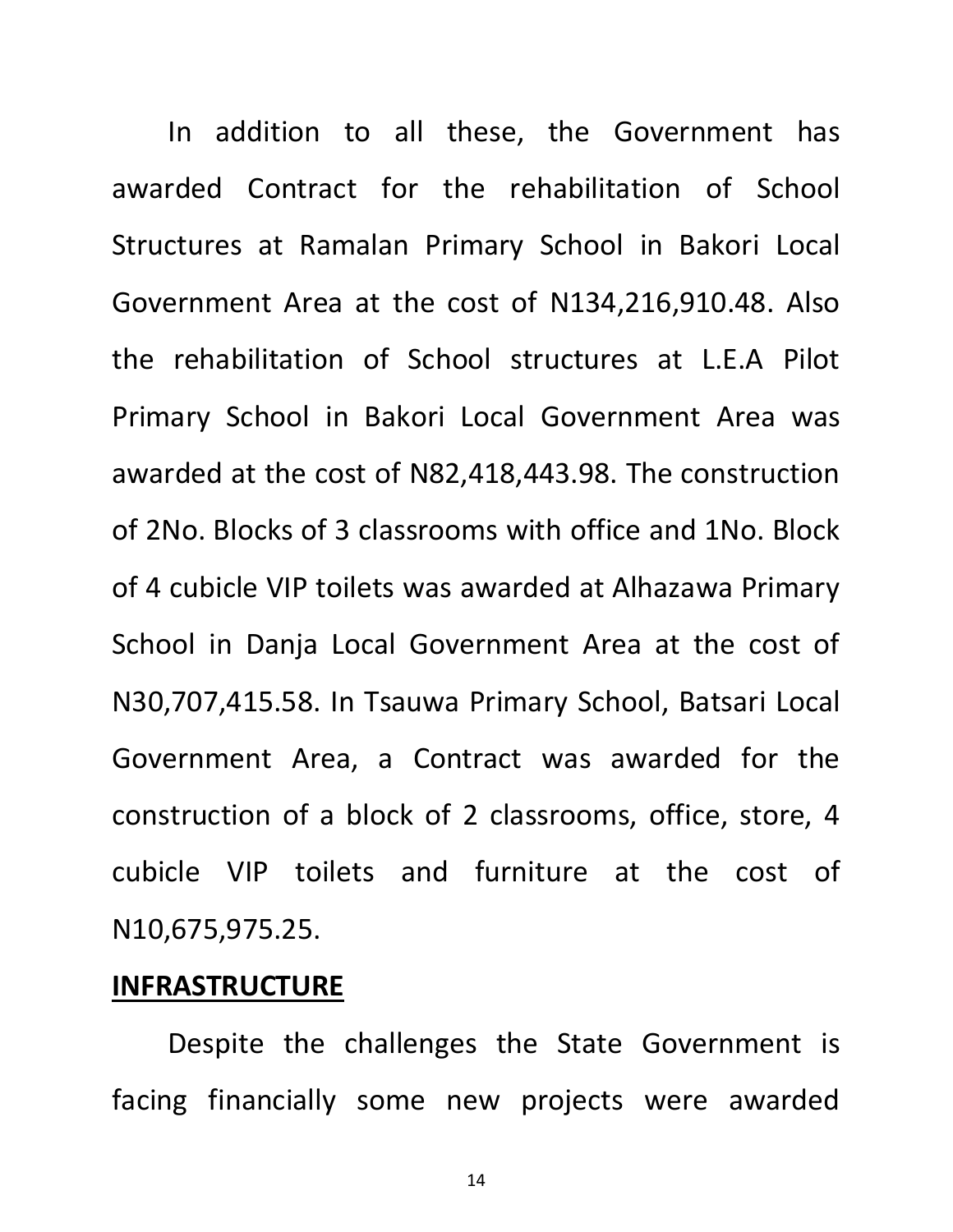In addition to all these, the Government has awarded Contract for the rehabilitation of School Structures at Ramalan Primary School in Bakori Local Government Area at the cost of N134,216,910.48. Also the rehabilitation of School structures at L.E.A Pilot Primary School in Bakori Local Government Area was awarded at the cost of N82,418,443.98. The construction of 2No. Blocks of 3 classrooms with office and 1No. Block of 4 cubicle VIP toilets was awarded at Alhazawa Primary School in Danja Local Government Area at the cost of N30,707,415.58. In Tsauwa Primary School, Batsari Local Government Area, a Contract was awarded for the construction of a block of 2 classrooms, office, store, 4 cubicle VIP toilets and furniture at the cost of N10,675,975.25.

## INFRASTRUCTURE

Despite the challenges the State Government is facing financially some new projects were awarded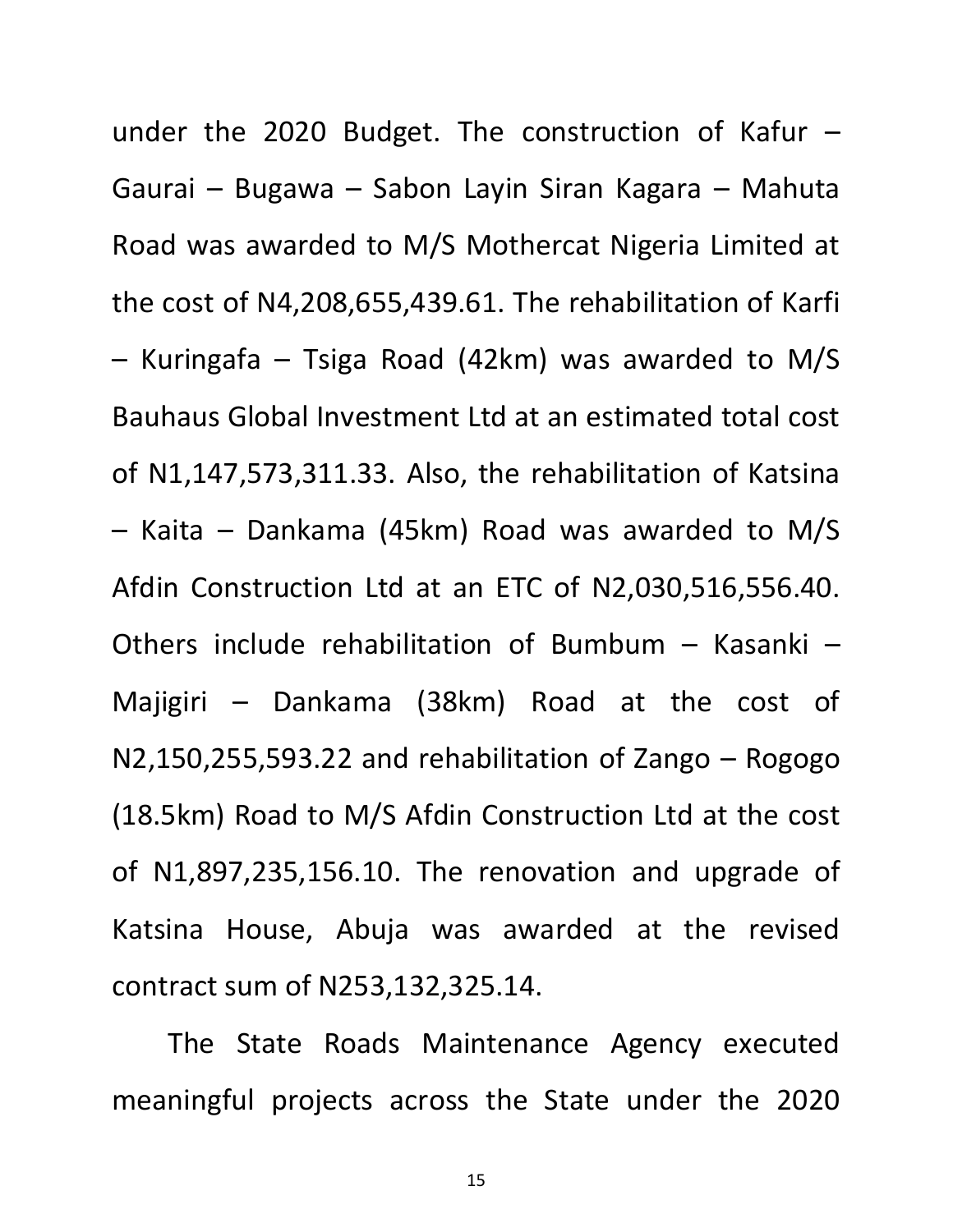under the 2020 Budget. The construction of Kafur – Gaurai – Bugawa – Sabon Layin Siran Kagara – Mahuta Road was awarded to M/S Mothercat Nigeria Limited at the cost of N4,208,655,439.61. The rehabilitation of Karfi – Kuringafa – Tsiga Road (42km) was awarded to M/S Bauhaus Global Investment Ltd at an estimated total cost of N1,147,573,311.33. Also, the rehabilitation of Katsina – Kaita – Dankama (45km) Road was awarded to M/S Afdin Construction Ltd at an ETC of N2,030,516,556.40. Others include rehabilitation of Bumbum – Kasanki – Majigiri – Dankama (38km) Road at the cost of N2,150,255,593.22 and rehabilitation of Zango – Rogogo (18.5km) Road to M/S Afdin Construction Ltd at the cost of N1,897,235,156.10. The renovation and upgrade of Katsina House, Abuja was awarded at the revised contract sum of N253,132,325.14.

The State Roads Maintenance Agency executed meaningful projects across the State under the 2020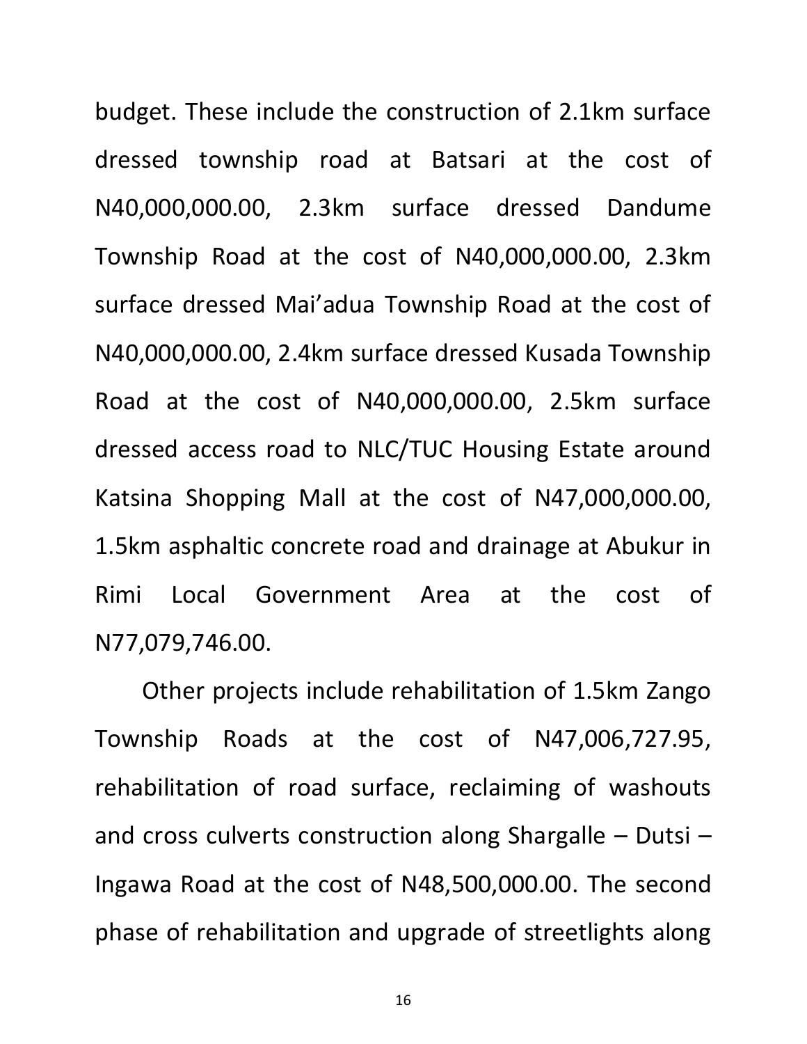budget. These include the construction of 2.1km surface dressed township road at Batsari at the cost of N40,000,000.00, 2.3km surface dressed Dandume Township Road at the cost of N40,000,000.00, 2.3km surface dressed Mai'adua Township Road at the cost of N40,000,000.00, 2.4km surface dressed Kusada Township Road at the cost of N40,000,000.00, 2.5km surface dressed access road to NLC/TUC Housing Estate around Katsina Shopping Mall at the cost of N47,000,000.00, 1.5km asphaltic concrete road and drainage at Abukur in Rimi Local Government Area at the cost of N77,079,746.00.

Other projects include rehabilitation of 1.5km Zango Township Roads at the cost of N47,006,727.95, rehabilitation of road surface, reclaiming of washouts and cross culverts construction along Shargalle – Dutsi – Ingawa Road at the cost of N48,500,000.00. The second phase of rehabilitation and upgrade of streetlights along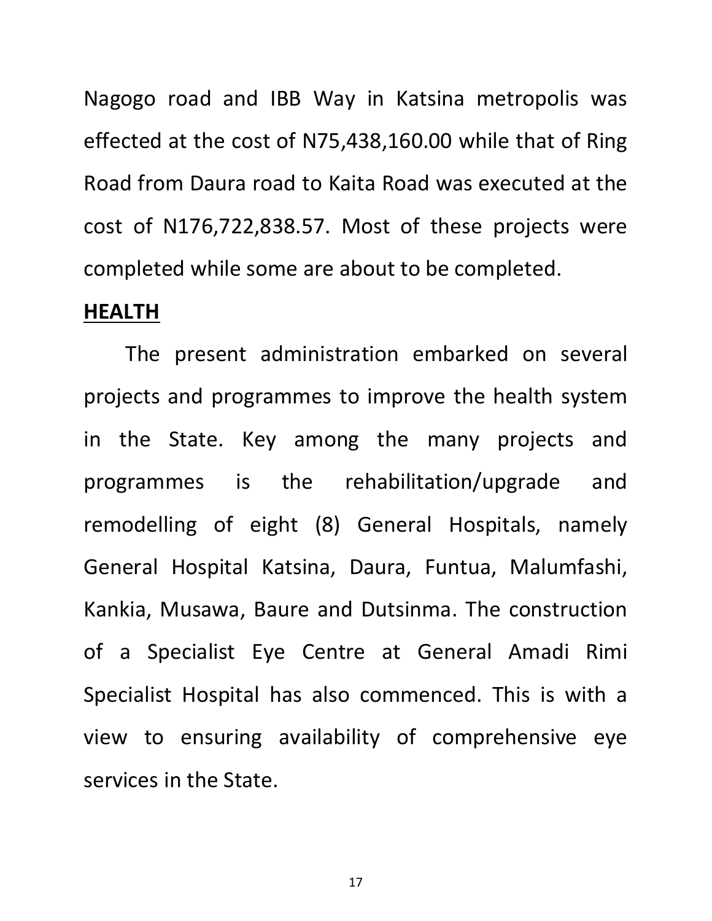Nagogo road and IBB Way in Katsina metropolis was effected at the cost of N75,438,160.00 while that of Ring Road from Daura road to Kaita Road was executed at the cost of N176,722,838.57. Most of these projects were completed while some are about to be completed.

**HEALTH**

The present administration embarked on several projects and programmes to improve the health system in the State. Key among the many projects and programmes is the rehabilitation/upgrade and remodelling of eight (8) General Hospitals, namely General Hospital Katsina, Daura, Funtua, Malumfashi, Kankia, Musawa, Baure and Dutsinma. The construction of a Specialist Eye Centre at General Amadi Rimi Specialist Hospital has also commenced. This is with a view to ensuring availability of comprehensive eye services in the State.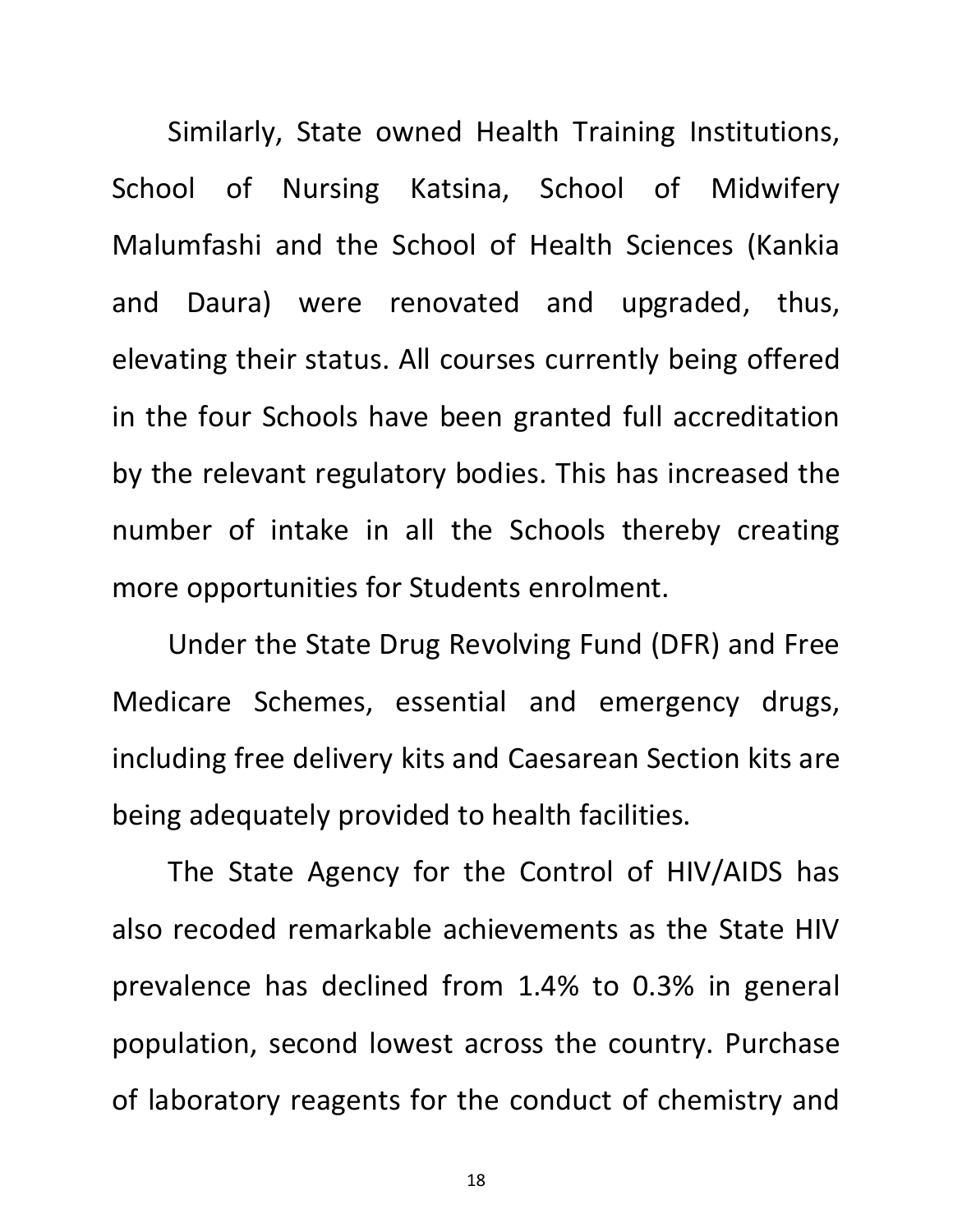Similarly, State owned Health Training Institutions, School of Nursing Katsina, School of Midwifery Malumfashi and the School of Health Sciences (Kankia and Daura) were renovated and upgraded, thus, elevating their status. All courses currently being offered in the four Schools have been granted full accreditation by the relevant regulatory bodies. This has increased the number of intake in all the Schools thereby creating more opportunities for Students enrolment.

Under the State Drug Revolving Fund (DFR) and Free Medicare Schemes, essential and emergency drugs, including free delivery kits and Caesarean Section kits are being adequately provided to health facilities.

The State Agency for the Control of HIV/AIDS has also recoded remarkable achievements as the State HIV prevalence has declined from 1.4% to 0.3% in general population, second lowest across the country. Purchase of laboratory reagents for the conduct of chemistry and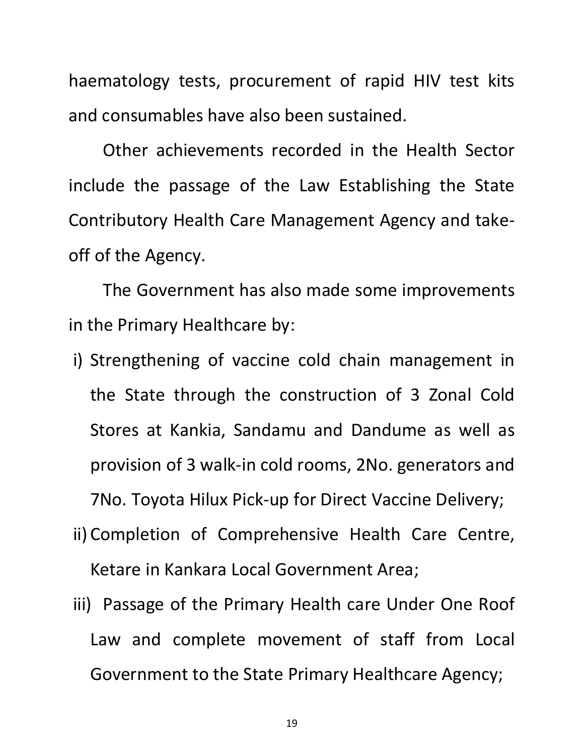haematology tests, procurement of rapid HIV test kits and consumables have also been sustained.

Other achievements recorded in the Health Sector include the passage of the Law Establishing the State Contributory Health Care Management Agency and take-off of the Agency.

The Government has also made some improvements in the Primary Healthcare by:

i) Strengthening of vaccine cold chain management in the State through the construction of 3 Zonal Cold Stores at Kankia, Sandamu and Dandume as well as provision of 3 walk-in cold rooms, 2No. generators and 7No. Toyota Hilux Pick-up for Direct Vaccine Delivery;

ii) Completion of Comprehensive Health Care Centre, Ketare in Kankara Local Government Area;

iii) Passage of the Primary Health care Under One Roof Law and complete movement of staff from Local Government to the State Primary Healthcare Agency;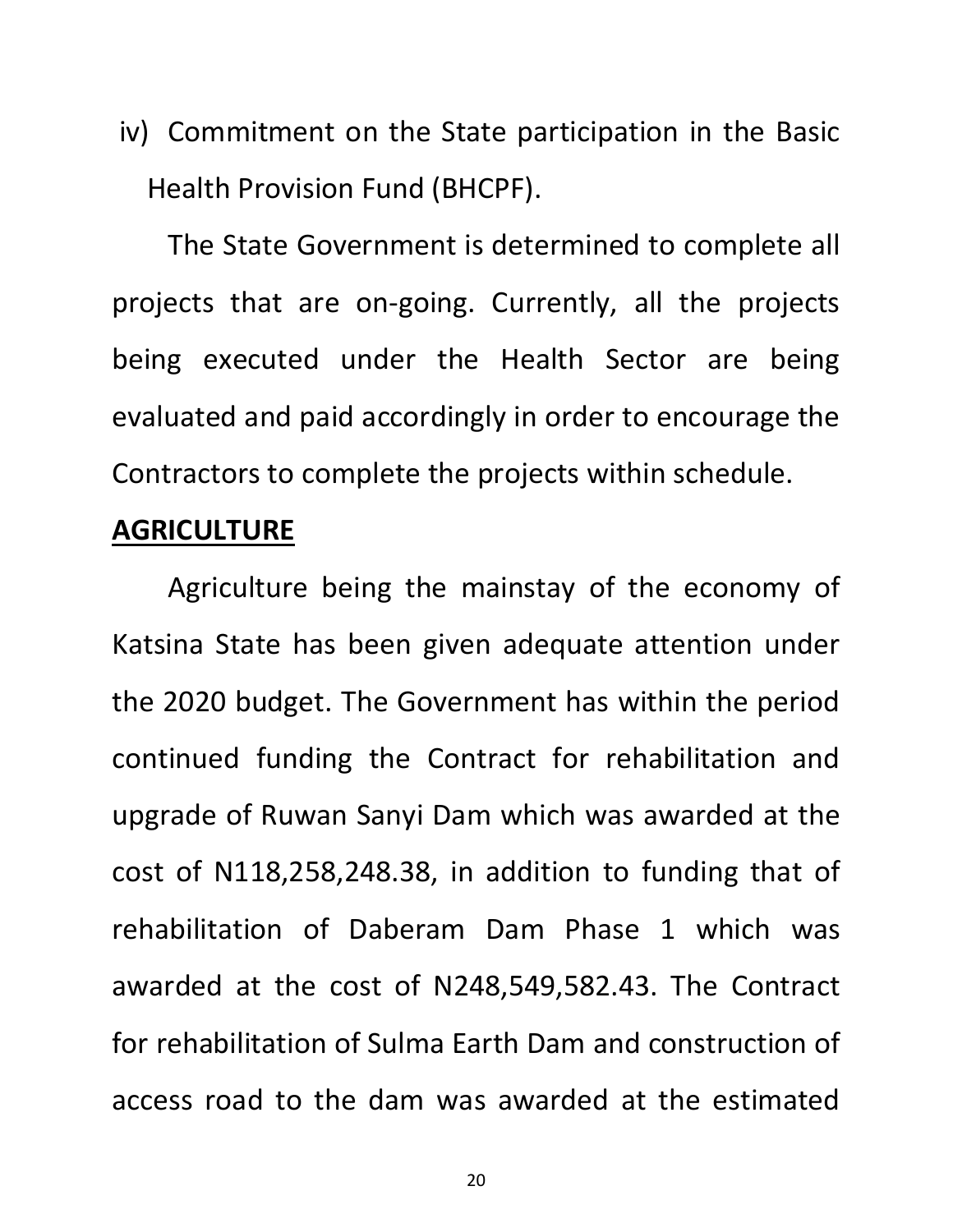iv) Commitment on the State participation in the Basic Health Provision Fund (BHCPF).

The State Government is determined to complete all projects that are on-going. Currently, all the projects being executed under the Health Sector are being evaluated and paid accordingly in order to encourage the Contractors to complete the projects within schedule.

## AGRICULTURE

Agriculture being the mainstay of the economy of Katsina State has been given adequate attention under the 2020 budget. The Government has within the period continued funding the Contract for rehabilitation and upgrade of Ruwan Sanyi Dam which was awarded at the cost of N118,258,248.38, in addition to funding that of rehabilitation of Daberam Dam Phase 1 which was awarded at the cost of N248,549,582.43. The Contract for rehabilitation of Sulma Earth Dam and construction of access road to the dam was awarded at the estimated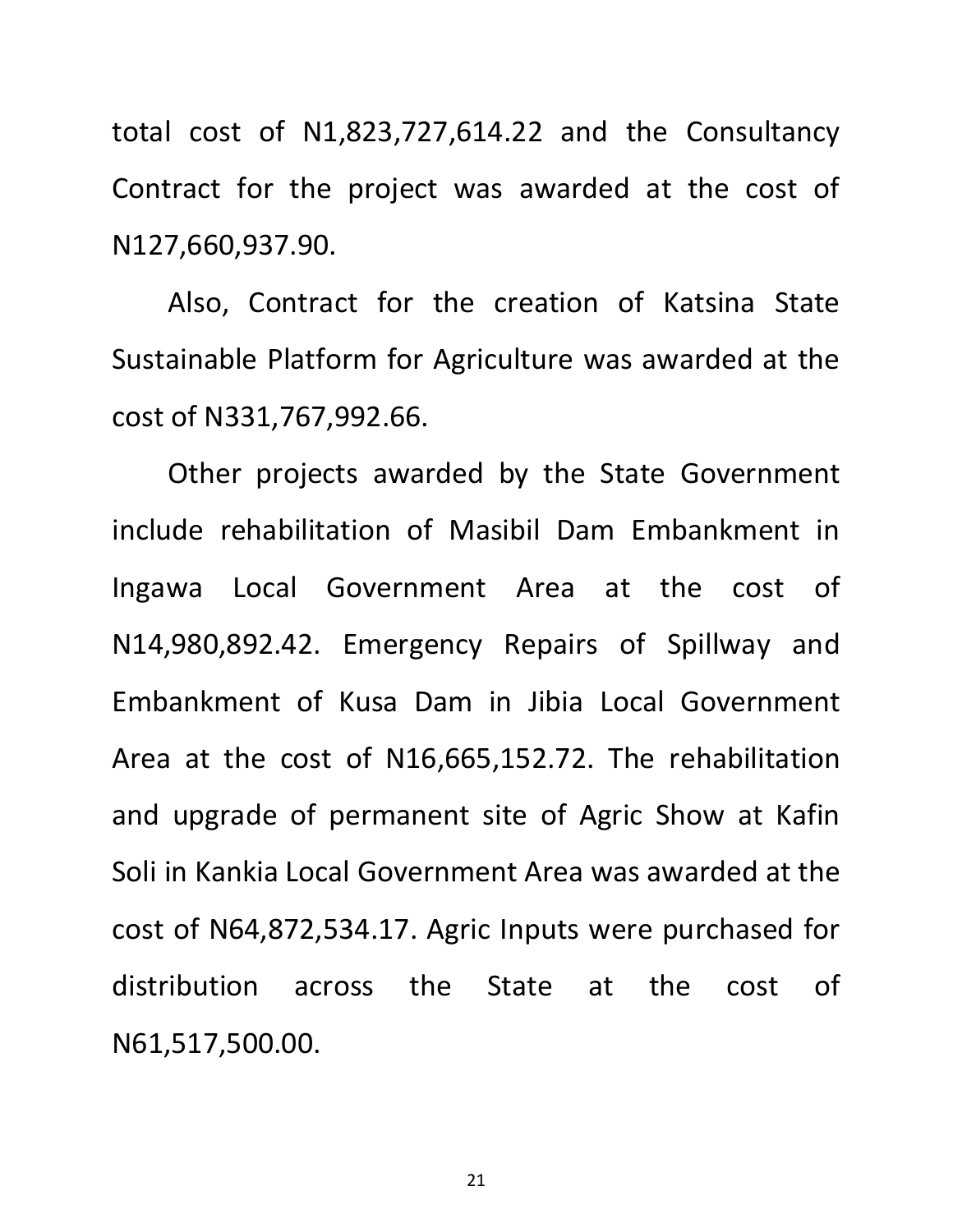total cost of N1,823,727,614.22 and the Consultancy Contract for the project was awarded at the cost of N127,660,937.90.

Also, Contract for the creation of Katsina State Sustainable Platform for Agriculture was awarded at the cost of N331,767,992.66.

Other projects awarded by the State Government include rehabilitation of Masibil Dam Embankment in Ingawa Local Government Area at the cost of N14,980,892.42. Emergency Repairs of Spillway and Embankment of Kusa Dam in Jibia Local Government Area at the cost of N16,665,152.72. The rehabilitation and upgrade of permanent site of Agric Show at Kafin Soli in Kankia Local Government Area was awarded at the cost of N64,872,534.17. Agric Inputs were purchased for distribution across the State at the cost of N61,517,500.00.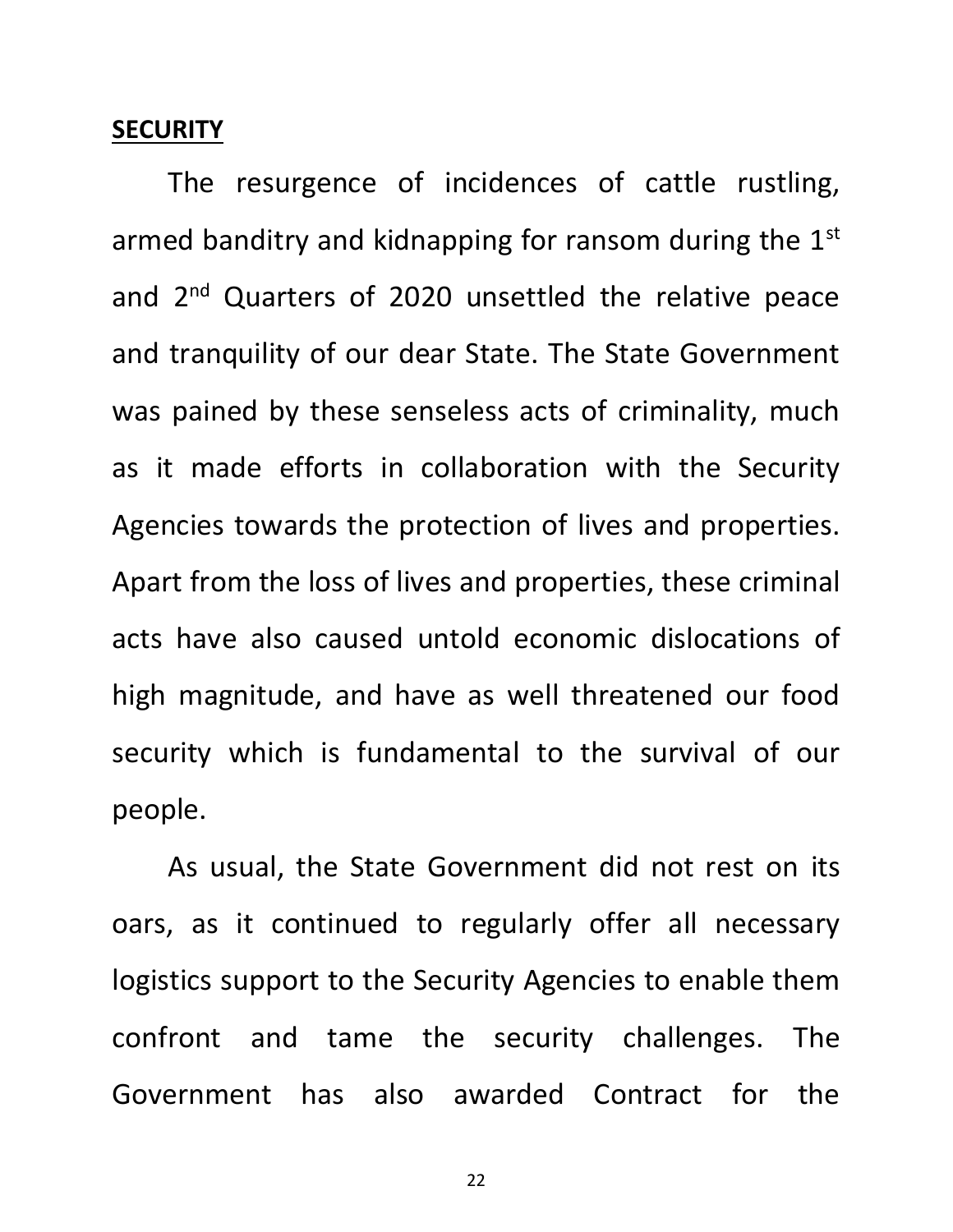## **SECURITY**

The resurgence of incidences of cattle rustling, armed banditry and kidnapping for ransom during the 1st and 2nd Quarters of 2020 unsettled the relative peace and tranquility of our dear State. The State Government was pained by these senseless acts of criminality, much as it made efforts in collaboration with the Security Agencies towards the protection of lives and properties. Apart from the loss of lives and properties, these criminal acts have also caused untold economic dislocations of high magnitude, and have as well threatened our food security which is fundamental to the survival of our people.

As usual, the State Government did not rest on its oars, as it continued to regularly offer all necessary logistics support to the Security Agencies to enable them confront and tame the security challenges. The Government has also awarded Contract for the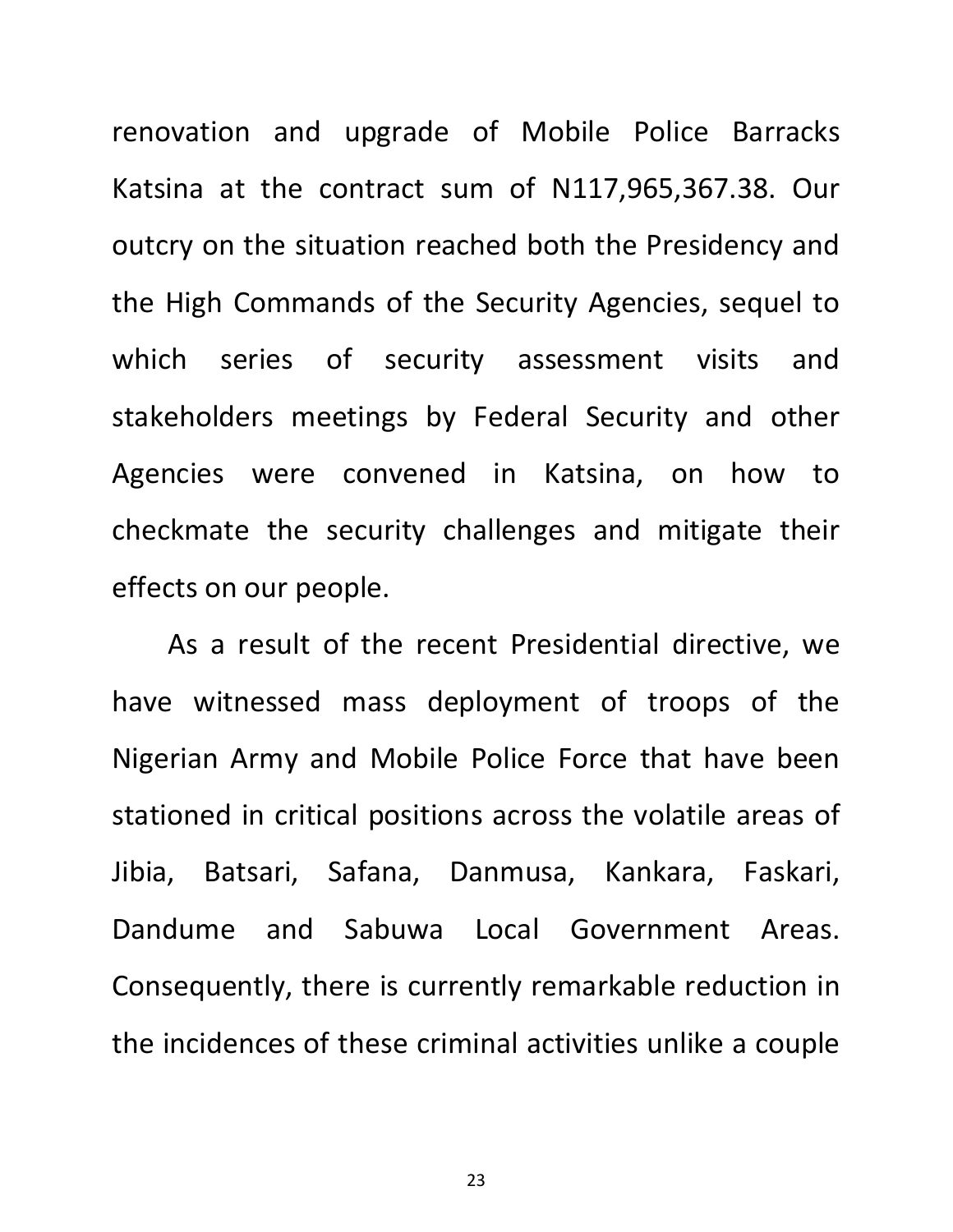renovation and upgrade of Mobile Police Barracks Katsina at the contract sum of N117,965,367.38. Our outcry on the situation reached both the Presidency and the High Commands of the Security Agencies, sequel to which series of security assessment visits and stakeholders meetings by Federal Security and other Agencies were convened in Katsina, on how to checkmate the security challenges and mitigate their effects on our people.

As a result of the recent Presidential directive, we have witnessed mass deployment of troops of the Nigerian Army and Mobile Police Force that have been stationed in critical positions across the volatile areas of Jibia, Batsari, Safana, Danmusa, Kankara, Faskari, Dandume and Sabuwa Local Government Areas. Consequently, there is currently remarkable reduction in the incidences of these criminal activities unlike a couple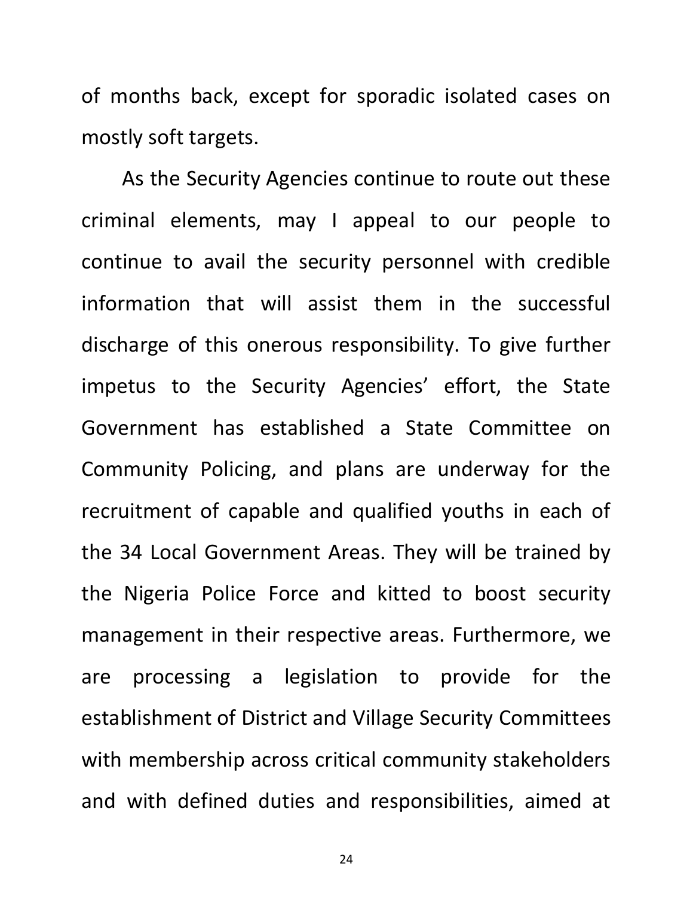of months back, except for sporadic isolated cases on mostly soft targets.

As the Security Agencies continue to route out these criminal elements, may I appeal to our people to continue to avail the security personnel with credible information that will assist them in the successful discharge of this onerous responsibility. To give further impetus to the Security Agencies' effort, the State Government has established a State Committee on Community Policing, and plans are underway for the recruitment of capable and qualified youths in each of the 34 Local Government Areas. They will be trained by the Nigeria Police Force and kitted to boost security management in their respective areas. Furthermore, we are processing a legislation to provide for the establishment of District and Village Security Committees with membership across critical community stakeholders and with defined duties and responsibilities, aimed at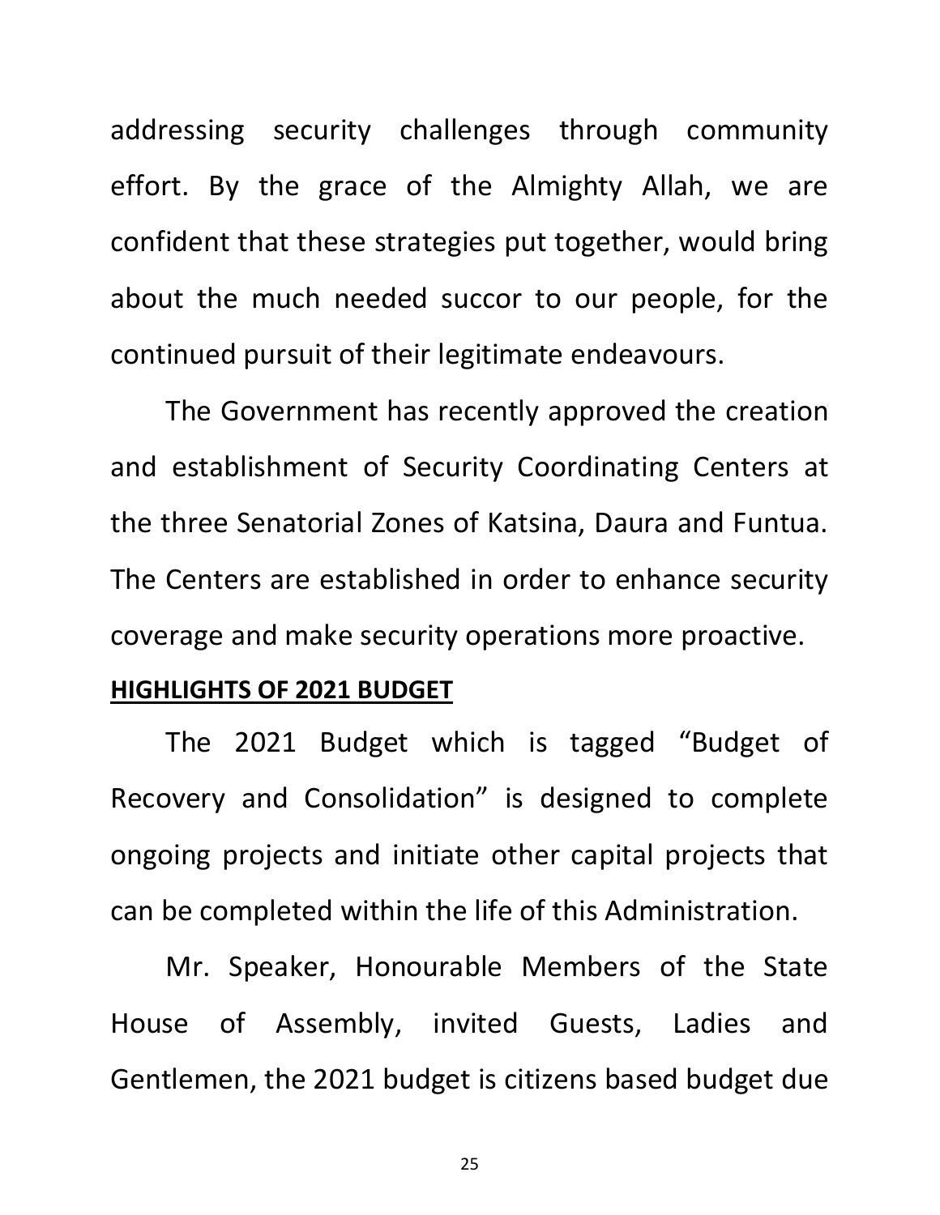addressing security challenges through community effort. By the grace of the Almighty Allah, we are confident that these strategies put together, would bring about the much needed succor to our people, for the continued pursuit of their legitimate endeavours.

The Government has recently approved the creation and establishment of Security Coordinating Centers at the three Senatorial Zones of Katsina, Daura and Funtua. The Centers are established in order to enhance security coverage and make security operations more proactive.

**HIGHLIGHTS OF 2021 BUDGET**

The 2021 Budget which is tagged "Budget of Recovery and Consolidation" is designed to complete ongoing projects and initiate other capital projects that can be completed within the life of this Administration.

Mr. Speaker, Honourable Members of the State House of Assembly, invited Guests, Ladies and Gentlemen, the 2021 budget is citizens based budget due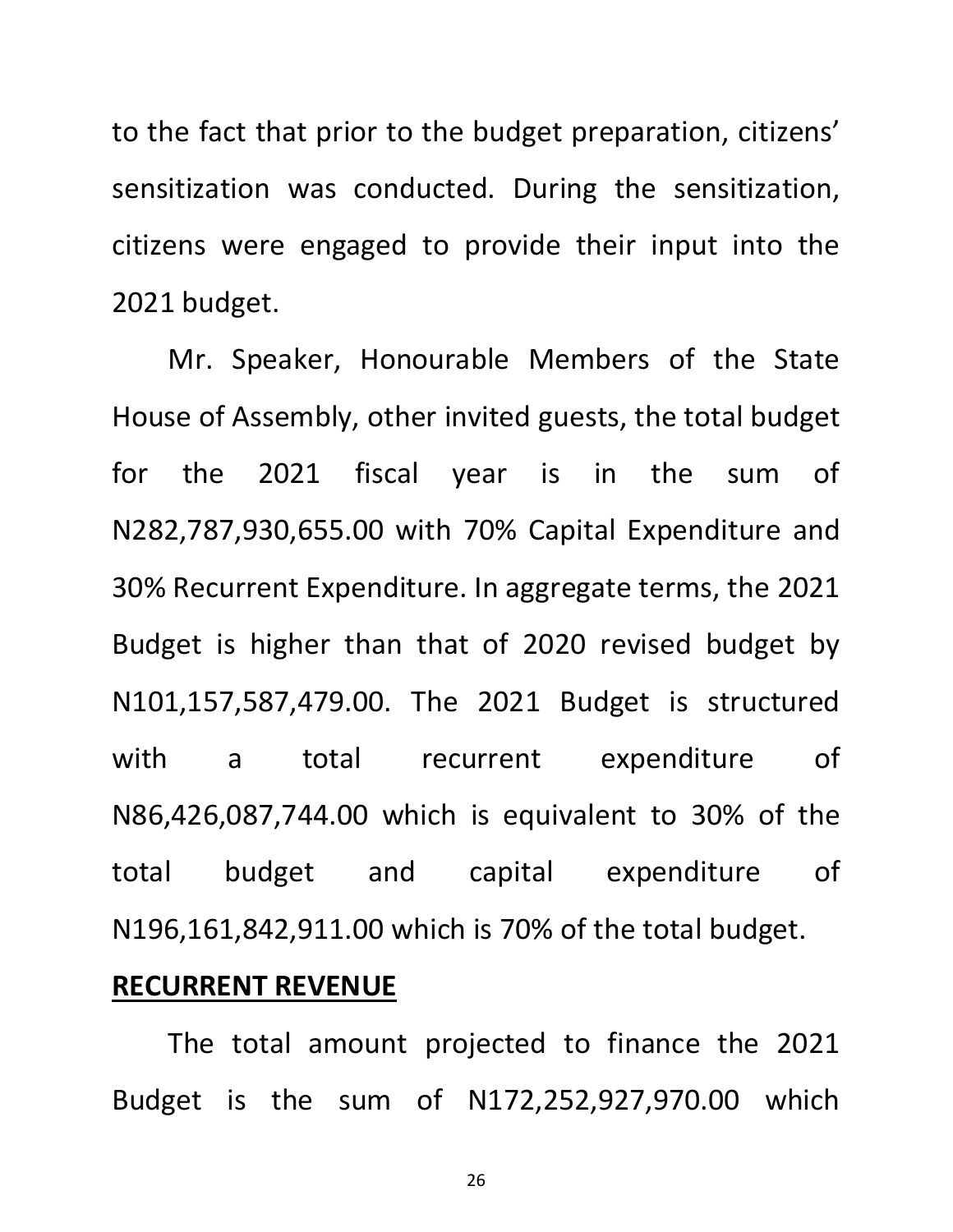to the fact that prior to the budget preparation, citizens' sensitization was conducted. During the sensitization, citizens were engaged to provide their input into the 2021 budget.

Mr. Speaker, Honourable Members of the State House of Assembly, other invited guests, the total budget for the 2021 fiscal year is in the sum of N282,787,930,655.00 with 70% Capital Expenditure and 30% Recurrent Expenditure. In aggregate terms, the 2021 Budget is higher than that of 2020 revised budget by N101,157,587,479.00. The 2021 Budget is structured with a total recurrent expenditure of N86,426,087,744.00 which is equivalent to 30% of the total budget and capital expenditure of N196,161,842,911.00 which is 70% of the total budget.

**RECURRENT REVENUE**

The total amount projected to finance the 2021 Budget is the sum of N172,252,927,970.00 which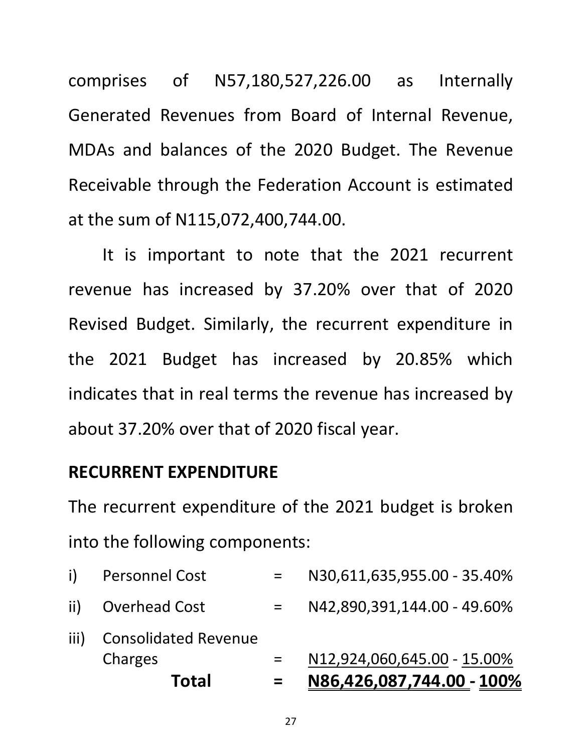comprises of N57,180,527,226.00 as Internally Generated Revenues from Board of Internal Revenue, MDAs and balances of the 2020 Budget. The Revenue Receivable through the Federation Account is estimated at the sum of N115,072,400,744.00.

It is important to note that the 2021 recurrent revenue has increased by 37.20% over that of 2020 Revised Budget. Similarly, the recurrent expenditure in the 2021 Budget has increased by 20.85% which indicates that in real terms the revenue has increased by about 37.20% over that of 2020 fiscal year.

**RECURRENT EXPENDITURE**

The recurrent expenditure of the 2021 budget is broken into the following components:

| | | | |
|---|---|---|---|
| i) | Personnel Cost | = | N30,611,635,955.00 - 35.40% |
| ii) | Overhead Cost | = | N42,890,391,144.00 - 49.60% |
| iii) | Consolidated Revenue Charges | = | N12,924,060,645.00 - 15.00% |
| | **Total** | **=** | **N86,426,087,744.00 - 100%** |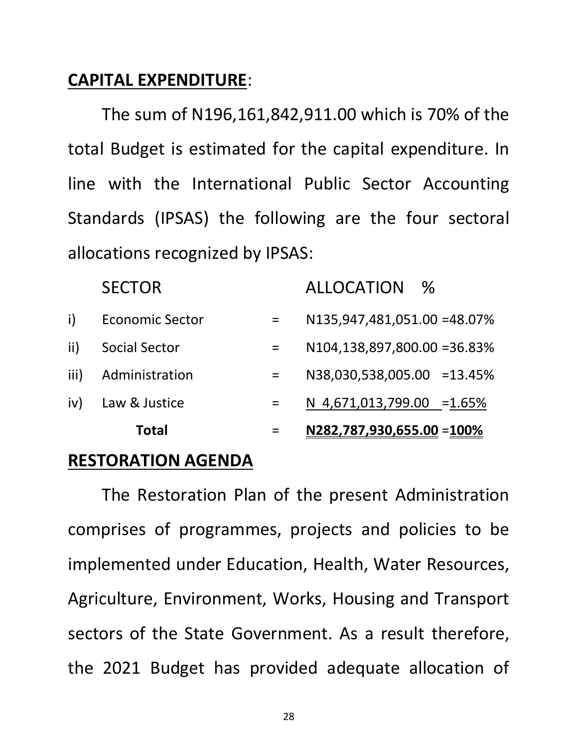## CAPITAL EXPENDITURE:

The sum of N196,161,842,911.00 which is 70% of the total Budget is estimated for the capital expenditure. In line with the International Public Sector Accounting Standards (IPSAS) the following are the four sectoral allocations recognized by IPSAS:

| | SECTOR | | ALLOCATION | % |
|---|---|---|---|---|
| i) | Economic Sector | = | N135,947,481,051.00 | =48.07% |
| ii) | Social Sector | = | N104,138,897,800.00 | =36.83% |
| iii) | Administration | = | N38,030,538,005.00 | =13.45% |
| iv) | Law & Justice | = | N 4,671,013,799.00 | =1.65% |
| | **Total** | = | **N282,787,930,655.00** | =**100%** |

## RESTORATION AGENDA

The Restoration Plan of the present Administration comprises of programmes, projects and policies to be implemented under Education, Health, Water Resources, Agriculture, Environment, Works, Housing and Transport sectors of the State Government. As a result therefore, the 2021 Budget has provided adequate allocation of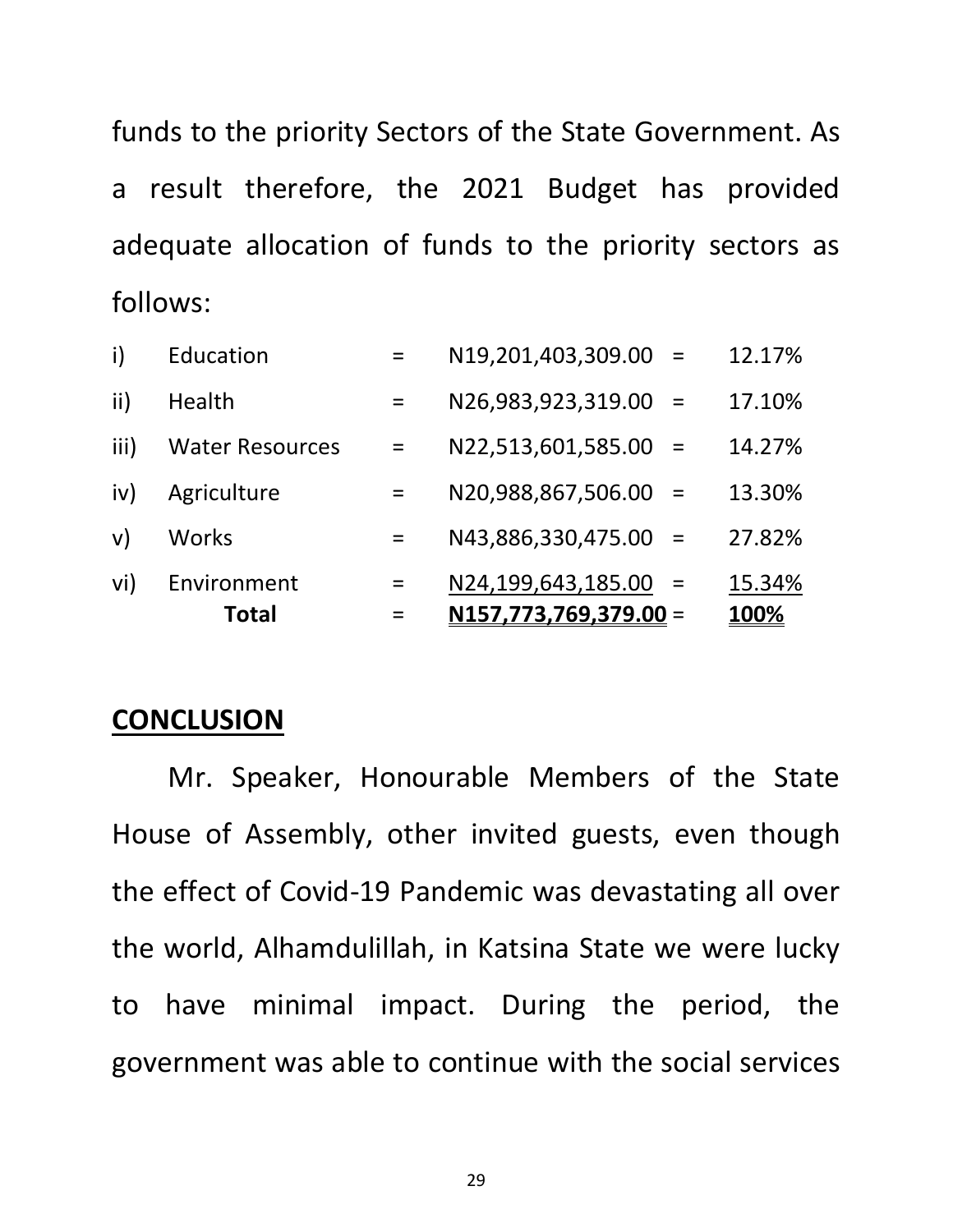funds to the priority Sectors of the State Government. As a result therefore, the 2021 Budget has provided adequate allocation of funds to the priority sectors as follows:

| | Sector | | Amount | | Percentage |
|---|---|---|---|---|---|
| i) | Education | = | N19,201,403,309.00 | = | 12.17% |
| ii) | Health | = | N26,983,923,319.00 | = | 17.10% |
| iii) | Water Resources | = | N22,513,601,585.00 | = | 14.27% |
| iv) | Agriculture | = | N20,988,867,506.00 | = | 13.30% |
| v) | Works | = | N43,886,330,475.00 | = | 27.82% |
| vi) | Environment | = | N24,199,643,185.00 | = | 15.34% |
| | **Total** | = | **N157,773,769,379.00** | = | **100%** |

## CONCLUSION

Mr. Speaker, Honourable Members of the State House of Assembly, other invited guests, even though the effect of Covid-19 Pandemic was devastating all over the world, Alhamdulillah, in Katsina State we were lucky to have minimal impact. During the period, the government was able to continue with the social services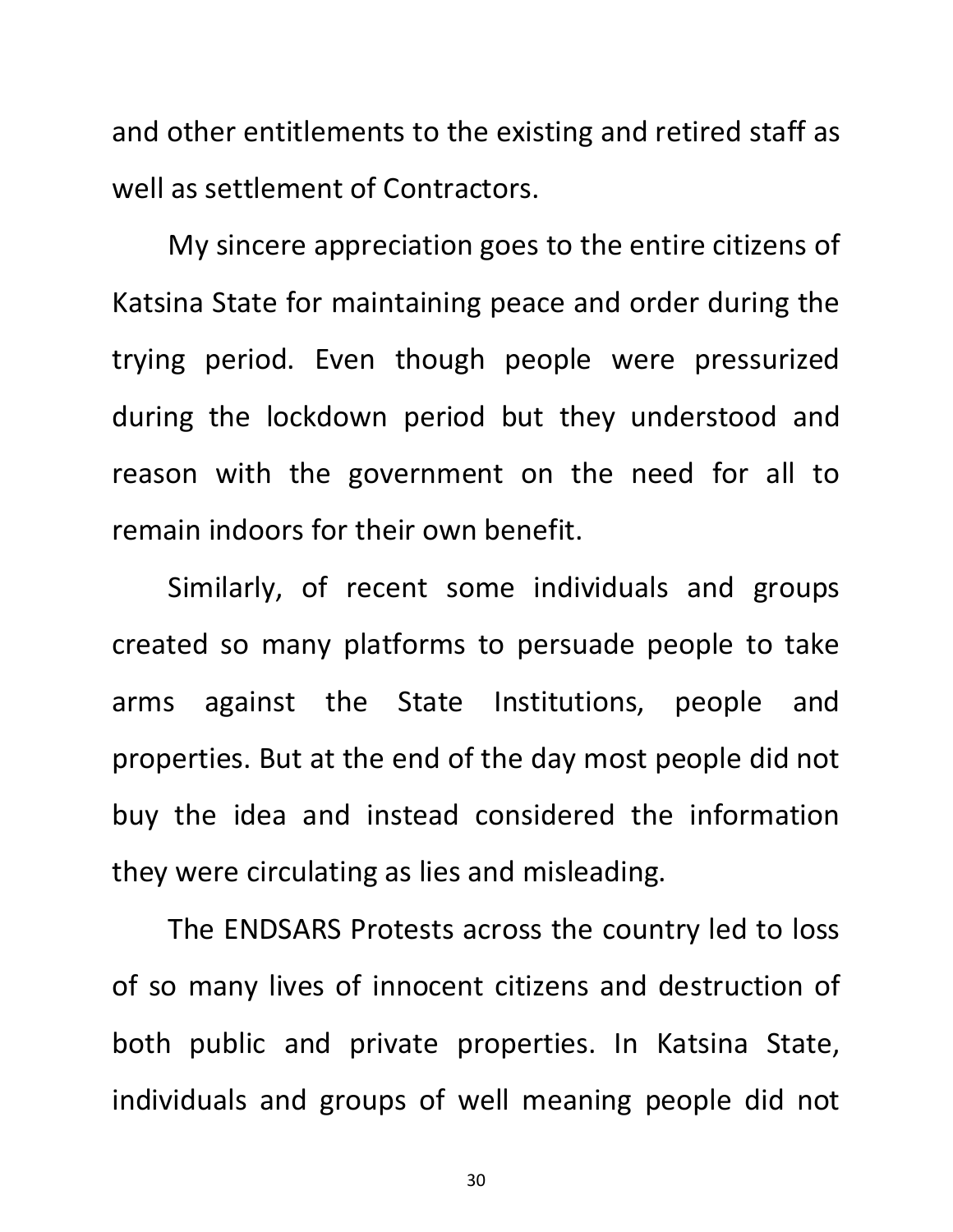and other entitlements to the existing and retired staff as well as settlement of Contractors.

My sincere appreciation goes to the entire citizens of Katsina State for maintaining peace and order during the trying period. Even though people were pressurized during the lockdown period but they understood and reason with the government on the need for all to remain indoors for their own benefit.

Similarly, of recent some individuals and groups created so many platforms to persuade people to take arms against the State Institutions, people and properties. But at the end of the day most people did not buy the idea and instead considered the information they were circulating as lies and misleading.

The ENDSARS Protests across the country led to loss of so many lives of innocent citizens and destruction of both public and private properties. In Katsina State, individuals and groups of well meaning people did not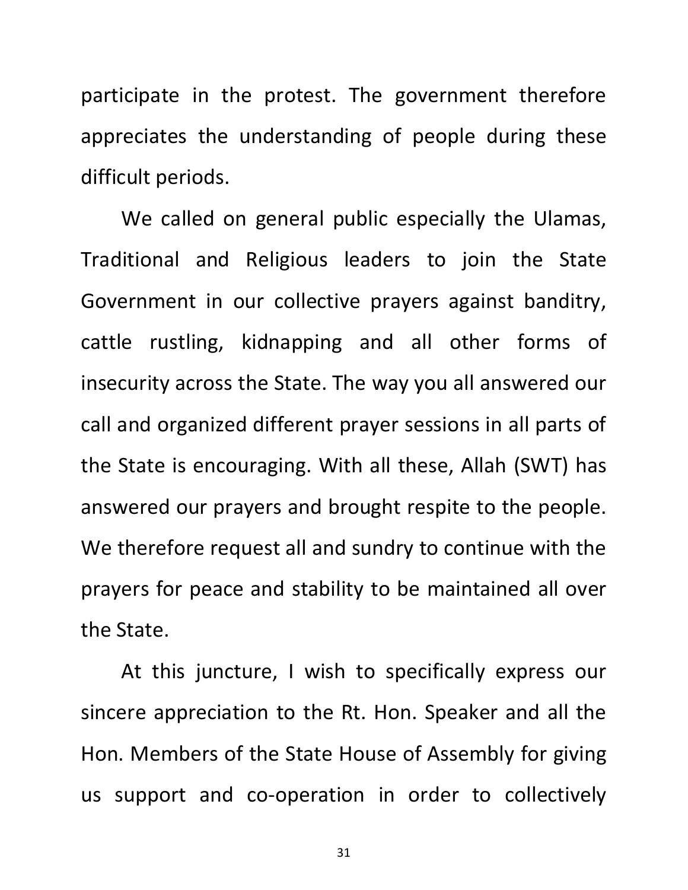participate in the protest. The government therefore appreciates the understanding of people during these difficult periods.

We called on general public especially the Ulamas, Traditional and Religious leaders to join the State Government in our collective prayers against banditry, cattle rustling, kidnapping and all other forms of insecurity across the State. The way you all answered our call and organized different prayer sessions in all parts of the State is encouraging. With all these, Allah (SWT) has answered our prayers and brought respite to the people. We therefore request all and sundry to continue with the prayers for peace and stability to be maintained all over the State.

At this juncture, I wish to specifically express our sincere appreciation to the Rt. Hon. Speaker and all the Hon. Members of the State House of Assembly for giving us support and co-operation in order to collectively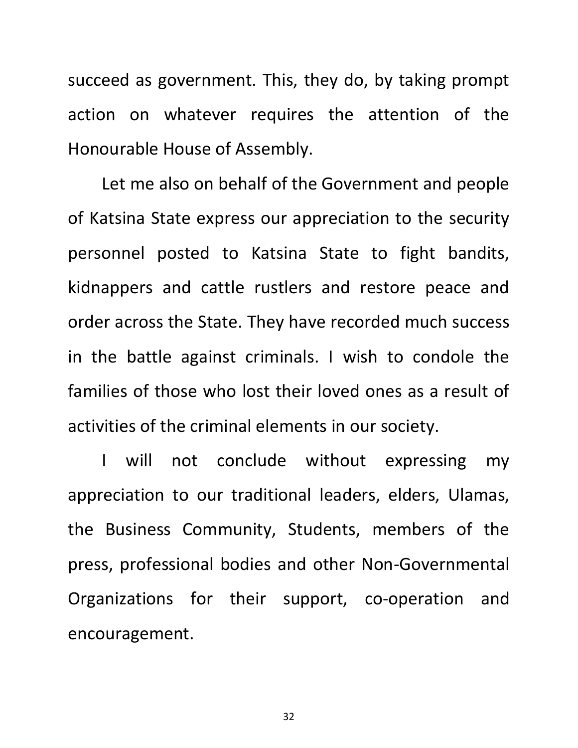succeed as government. This, they do, by taking prompt action on whatever requires the attention of the Honourable House of Assembly.

Let me also on behalf of the Government and people of Katsina State express our appreciation to the security personnel posted to Katsina State to fight bandits, kidnappers and cattle rustlers and restore peace and order across the State. They have recorded much success in the battle against criminals. I wish to condole the families of those who lost their loved ones as a result of activities of the criminal elements in our society.

I will not conclude without expressing my appreciation to our traditional leaders, elders, Ulamas, the Business Community, Students, members of the press, professional bodies and other Non-Governmental Organizations for their support, co-operation and encouragement.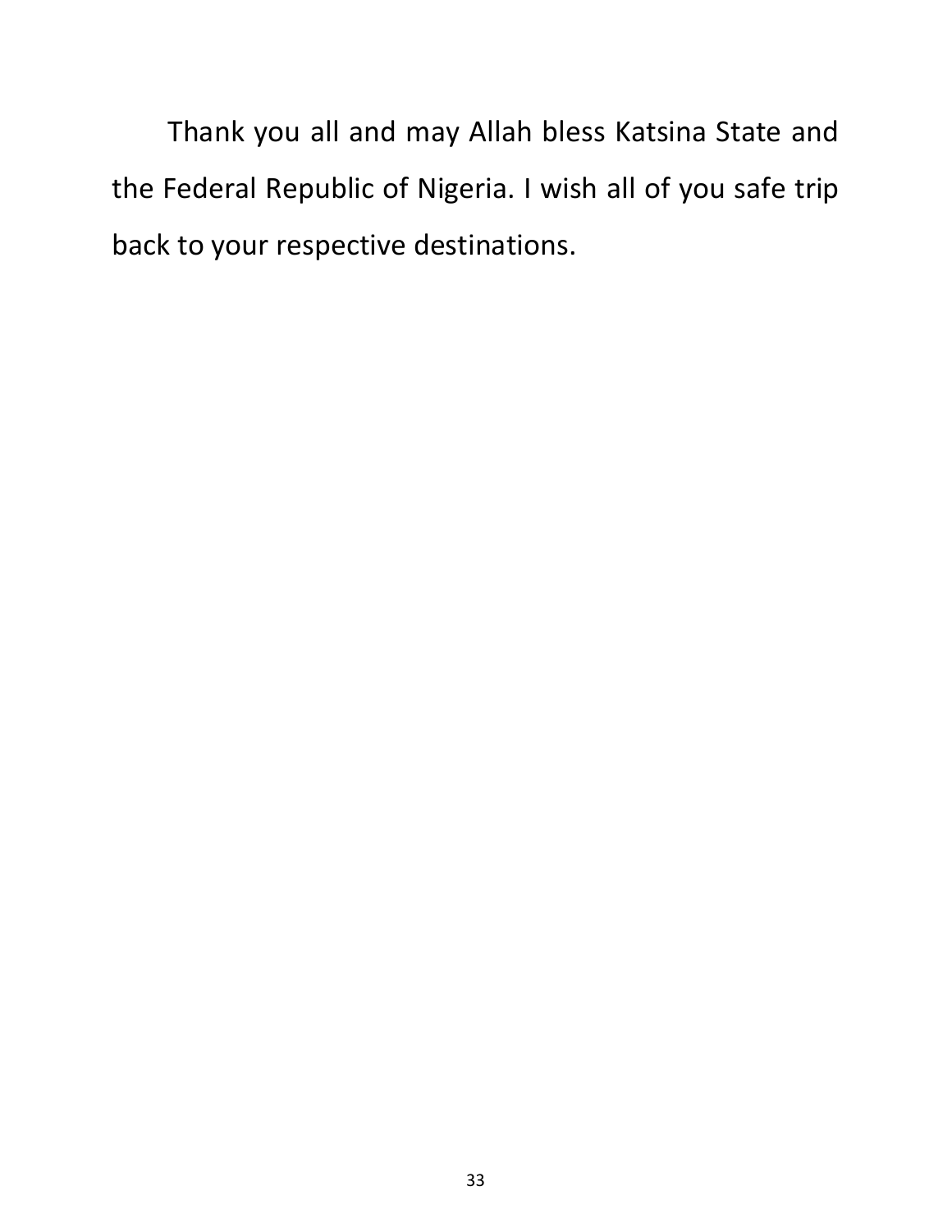Thank you all and may Allah bless Katsina State and the Federal Republic of Nigeria. I wish all of you safe trip back to your respective destinations.